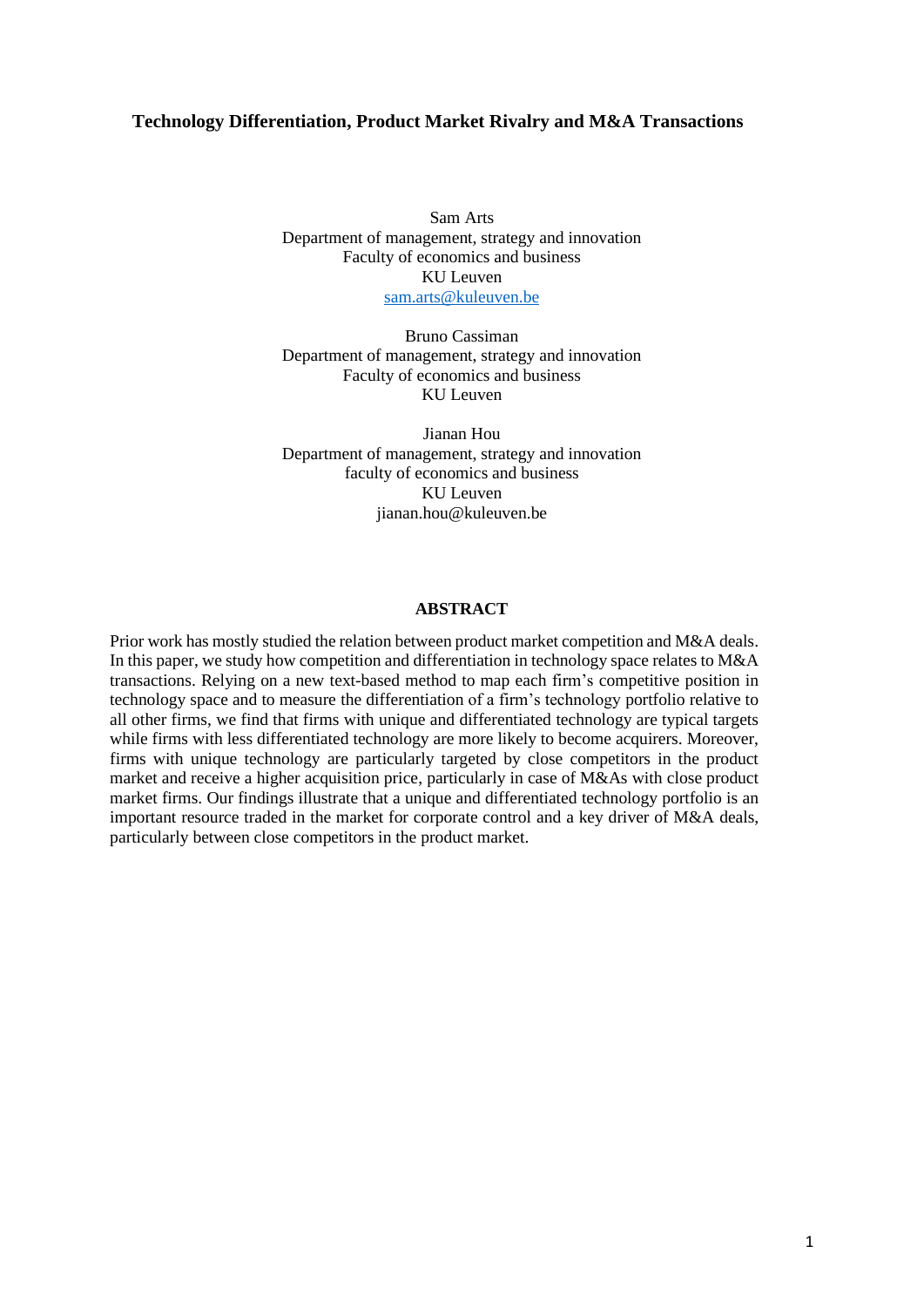# Technology Differentiation, Product Market Rivalry and M&A Transactions

Sam Arts  
Department of management, strategy and innovation  
Faculty of economics and business  
KU Leuven  
sam.arts@kuleuven.be

Bruno Cassiman  
Department of management, strategy and innovation  
Faculty of economics and business  
KU Leuven

Jianan Hou  
Department of management, strategy and innovation  
faculty of economics and business  
KU Leuven  
jianan.hou@kuleuven.be

## ABSTRACT

Prior work has mostly studied the relation between product market competition and M&A deals. In this paper, we study how competition and differentiation in technology space relates to M&A transactions. Relying on a new text-based method to map each firm's competitive position in technology space and to measure the differentiation of a firm's technology portfolio relative to all other firms, we find that firms with unique and differentiated technology are typical targets while firms with less differentiated technology are more likely to become acquirers. Moreover, firms with unique technology are particularly targeted by close competitors in the product market and receive a higher acquisition price, particularly in case of M&As with close product market firms. Our findings illustrate that a unique and differentiated technology portfolio is an important resource traded in the market for corporate control and a key driver of M&A deals, particularly between close competitors in the product market.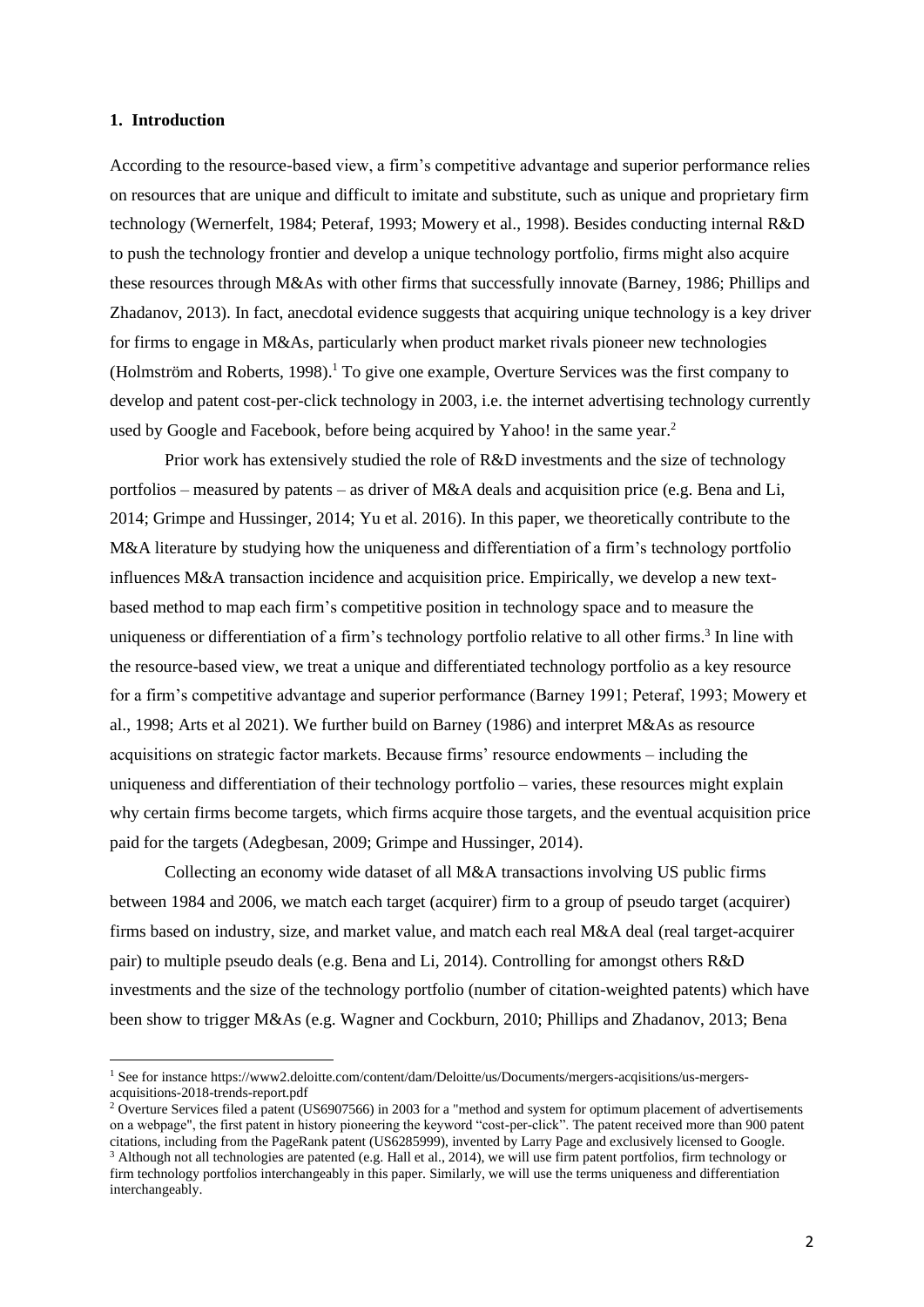## 1. Introduction

According to the resource-based view, a firm's competitive advantage and superior performance relies on resources that are unique and difficult to imitate and substitute, such as unique and proprietary firm technology (Wernerfelt, 1984; Peteraf, 1993; Mowery et al., 1998). Besides conducting internal R&D to push the technology frontier and develop a unique technology portfolio, firms might also acquire these resources through M&As with other firms that successfully innovate (Barney, 1986; Phillips and Zhadanov, 2013). In fact, anecdotal evidence suggests that acquiring unique technology is a key driver for firms to engage in M&As, particularly when product market rivals pioneer new technologies (Holmström and Roberts, 1998).[1] To give one example, Overture Services was the first company to develop and patent cost-per-click technology in 2003, i.e. the internet advertising technology currently used by Google and Facebook, before being acquired by Yahoo! in the same year.[2]

Prior work has extensively studied the role of R&D investments and the size of technology portfolios – measured by patents – as driver of M&A deals and acquisition price (e.g. Bena and Li, 2014; Grimpe and Hussinger, 2014; Yu et al. 2016). In this paper, we theoretically contribute to the M&A literature by studying how the uniqueness and differentiation of a firm's technology portfolio influences M&A transaction incidence and acquisition price. Empirically, we develop a new text-based method to map each firm's competitive position in technology space and to measure the uniqueness or differentiation of a firm's technology portfolio relative to all other firms.[3] In line with the resource-based view, we treat a unique and differentiated technology portfolio as a key resource for a firm's competitive advantage and superior performance (Barney 1991; Peteraf, 1993; Mowery et al., 1998; Arts et al 2021). We further build on Barney (1986) and interpret M&As as resource acquisitions on strategic factor markets. Because firms' resource endowments – including the uniqueness and differentiation of their technology portfolio – varies, these resources might explain why certain firms become targets, which firms acquire those targets, and the eventual acquisition price paid for the targets (Adegbesan, 2009; Grimpe and Hussinger, 2014).

Collecting an economy wide dataset of all M&A transactions involving US public firms between 1984 and 2006, we match each target (acquirer) firm to a group of pseudo target (acquirer) firms based on industry, size, and market value, and match each real M&A deal (real target-acquirer pair) to multiple pseudo deals (e.g. Bena and Li, 2014). Controlling for amongst others R&D investments and the size of the technology portfolio (number of citation-weighted patents) which have been show to trigger M&As (e.g. Wagner and Cockburn, 2010; Phillips and Zhadanov, 2013; Bena

---

[1] See for instance https://www2.deloitte.com/content/dam/Deloitte/us/Documents/mergers-acqisitions/us-mergers-acquisitions-2018-trends-report.pdf

[2] Overture Services filed a patent (US6907566) in 2003 for a "method and system for optimum placement of advertisements on a webpage", the first patent in history pioneering the keyword "cost-per-click". The patent received more than 900 patent citations, including from the PageRank patent (US6285999), invented by Larry Page and exclusively licensed to Google.

[3] Although not all technologies are patented (e.g. Hall et al., 2014), we will use firm patent portfolios, firm technology or firm technology portfolios interchangeably in this paper. Similarly, we will use the terms uniqueness and differentiation interchangeably.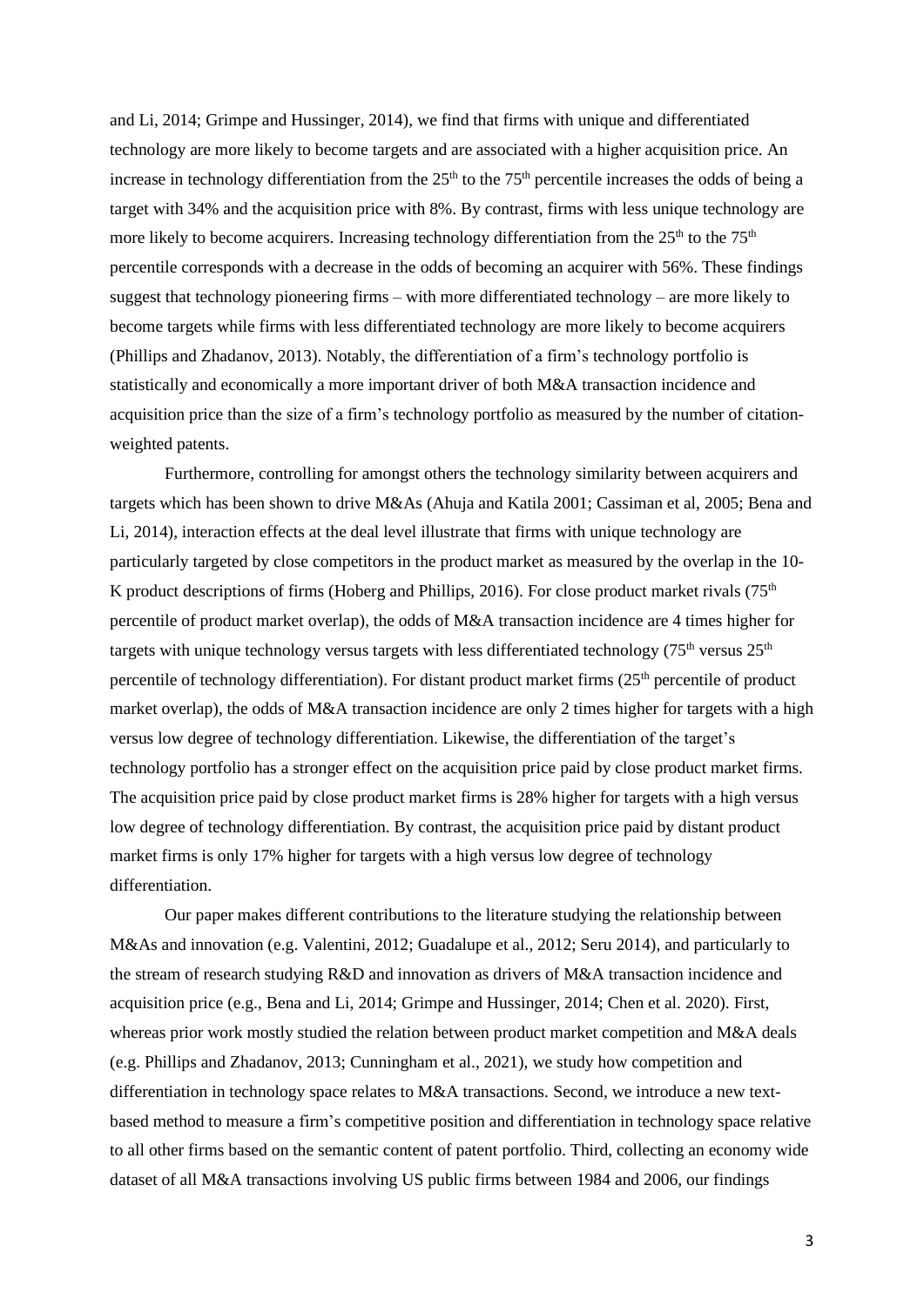and Li, 2014; Grimpe and Hussinger, 2014), we find that firms with unique and differentiated technology are more likely to become targets and are associated with a higher acquisition price. An increase in technology differentiation from the 25th to the 75th percentile increases the odds of being a target with 34% and the acquisition price with 8%. By contrast, firms with less unique technology are more likely to become acquirers. Increasing technology differentiation from the 25th to the 75th percentile corresponds with a decrease in the odds of becoming an acquirer with 56%. These findings suggest that technology pioneering firms – with more differentiated technology – are more likely to become targets while firms with less differentiated technology are more likely to become acquirers (Phillips and Zhadanov, 2013). Notably, the differentiation of a firm's technology portfolio is statistically and economically a more important driver of both M&A transaction incidence and acquisition price than the size of a firm's technology portfolio as measured by the number of citation-weighted patents.

Furthermore, controlling for amongst others the technology similarity between acquirers and targets which has been shown to drive M&As (Ahuja and Katila 2001; Cassiman et al, 2005; Bena and Li, 2014), interaction effects at the deal level illustrate that firms with unique technology are particularly targeted by close competitors in the product market as measured by the overlap in the 10-K product descriptions of firms (Hoberg and Phillips, 2016). For close product market rivals (75th percentile of product market overlap), the odds of M&A transaction incidence are 4 times higher for targets with unique technology versus targets with less differentiated technology (75th versus 25th percentile of technology differentiation). For distant product market firms (25th percentile of product market overlap), the odds of M&A transaction incidence are only 2 times higher for targets with a high versus low degree of technology differentiation. Likewise, the differentiation of the target's technology portfolio has a stronger effect on the acquisition price paid by close product market firms. The acquisition price paid by close product market firms is 28% higher for targets with a high versus low degree of technology differentiation. By contrast, the acquisition price paid by distant product market firms is only 17% higher for targets with a high versus low degree of technology differentiation.

Our paper makes different contributions to the literature studying the relationship between M&As and innovation (e.g. Valentini, 2012; Guadalupe et al., 2012; Seru 2014), and particularly to the stream of research studying R&D and innovation as drivers of M&A transaction incidence and acquisition price (e.g., Bena and Li, 2014; Grimpe and Hussinger, 2014; Chen et al. 2020). First, whereas prior work mostly studied the relation between product market competition and M&A deals (e.g. Phillips and Zhadanov, 2013; Cunningham et al., 2021), we study how competition and differentiation in technology space relates to M&A transactions. Second, we introduce a new text-based method to measure a firm's competitive position and differentiation in technology space relative to all other firms based on the semantic content of patent portfolio. Third, collecting an economy wide dataset of all M&A transactions involving US public firms between 1984 and 2006, our findings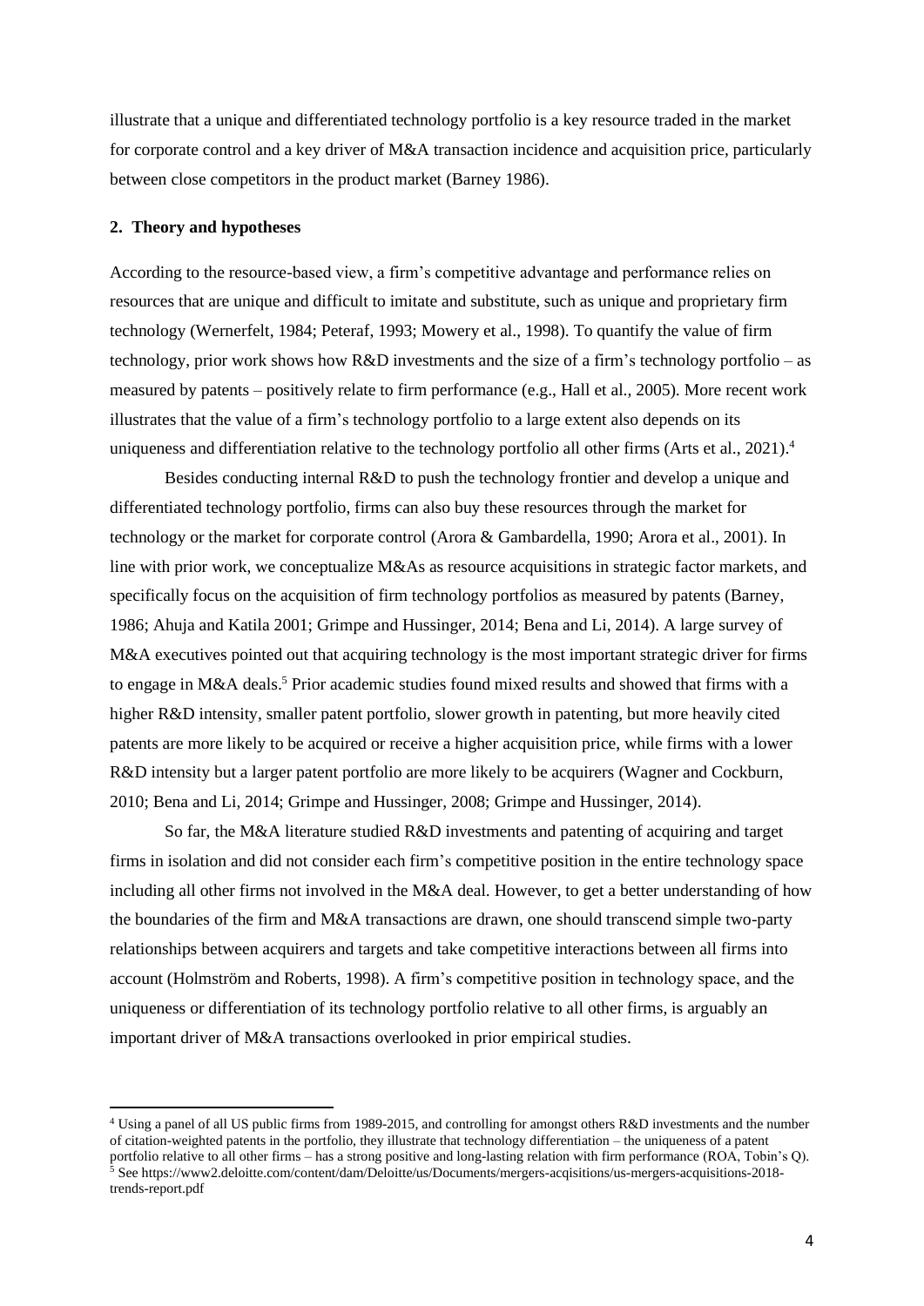illustrate that a unique and differentiated technology portfolio is a key resource traded in the market for corporate control and a key driver of M&A transaction incidence and acquisition price, particularly between close competitors in the product market (Barney 1986).

## 2. Theory and hypotheses

According to the resource-based view, a firm's competitive advantage and performance relies on resources that are unique and difficult to imitate and substitute, such as unique and proprietary firm technology (Wernerfelt, 1984; Peteraf, 1993; Mowery et al., 1998). To quantify the value of firm technology, prior work shows how R&D investments and the size of a firm's technology portfolio – as measured by patents – positively relate to firm performance (e.g., Hall et al., 2005). More recent work illustrates that the value of a firm's technology portfolio to a large extent also depends on its uniqueness and differentiation relative to the technology portfolio all other firms (Arts et al., 2021).[4]

Besides conducting internal R&D to push the technology frontier and develop a unique and differentiated technology portfolio, firms can also buy these resources through the market for technology or the market for corporate control (Arora & Gambardella, 1990; Arora et al., 2001). In line with prior work, we conceptualize M&As as resource acquisitions in strategic factor markets, and specifically focus on the acquisition of firm technology portfolios as measured by patents (Barney, 1986; Ahuja and Katila 2001; Grimpe and Hussinger, 2014; Bena and Li, 2014). A large survey of M&A executives pointed out that acquiring technology is the most important strategic driver for firms to engage in M&A deals.[5] Prior academic studies found mixed results and showed that firms with a higher R&D intensity, smaller patent portfolio, slower growth in patenting, but more heavily cited patents are more likely to be acquired or receive a higher acquisition price, while firms with a lower R&D intensity but a larger patent portfolio are more likely to be acquirers (Wagner and Cockburn, 2010; Bena and Li, 2014; Grimpe and Hussinger, 2008; Grimpe and Hussinger, 2014).

So far, the M&A literature studied R&D investments and patenting of acquiring and target firms in isolation and did not consider each firm's competitive position in the entire technology space including all other firms not involved in the M&A deal. However, to get a better understanding of how the boundaries of the firm and M&A transactions are drawn, one should transcend simple two-party relationships between acquirers and targets and take competitive interactions between all firms into account (Holmström and Roberts, 1998). A firm's competitive position in technology space, and the uniqueness or differentiation of its technology portfolio relative to all other firms, is arguably an important driver of M&A transactions overlooked in prior empirical studies.

---

[4] Using a panel of all US public firms from 1989-2015, and controlling for amongst others R&D investments and the number of citation-weighted patents in the portfolio, they illustrate that technology differentiation – the uniqueness of a patent portfolio relative to all other firms – has a strong positive and long-lasting relation with firm performance (ROA, Tobin's Q).

[5] See https://www2.deloitte.com/content/dam/Deloitte/us/Documents/mergers-acqisitions/us-mergers-acquisitions-2018-trends-report.pdf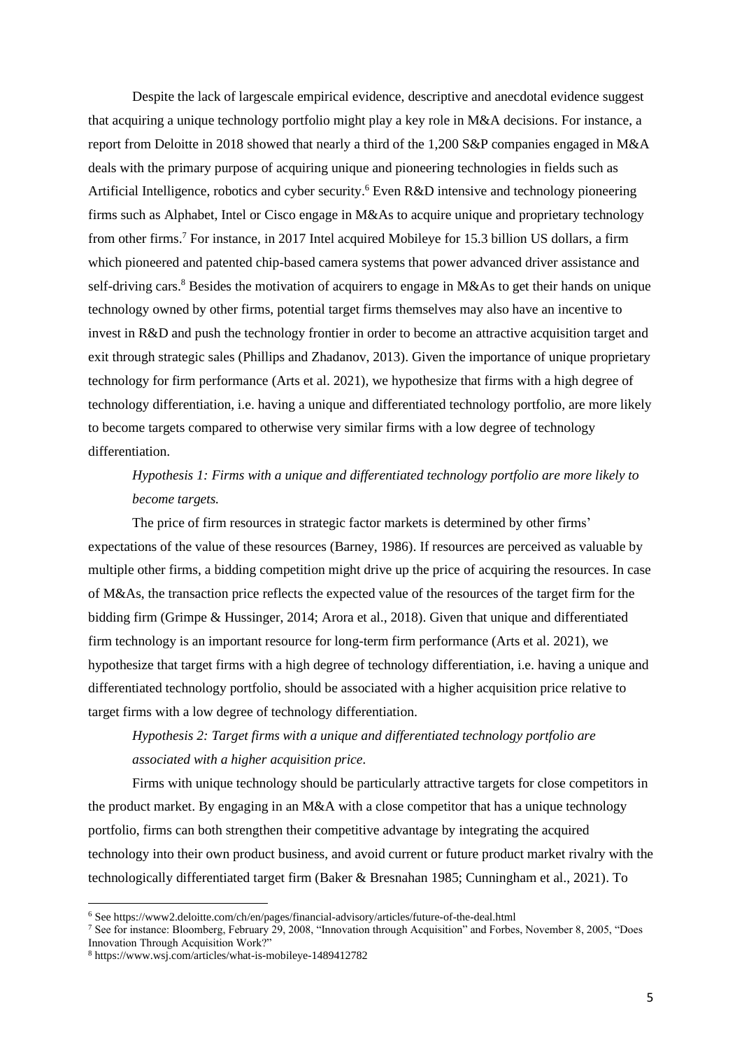Despite the lack of largescale empirical evidence, descriptive and anecdotal evidence suggest that acquiring a unique technology portfolio might play a key role in M&A decisions. For instance, a report from Deloitte in 2018 showed that nearly a third of the 1,200 S&P companies engaged in M&A deals with the primary purpose of acquiring unique and pioneering technologies in fields such as Artificial Intelligence, robotics and cyber security.[6] Even R&D intensive and technology pioneering firms such as Alphabet, Intel or Cisco engage in M&As to acquire unique and proprietary technology from other firms.[7] For instance, in 2017 Intel acquired Mobileye for 15.3 billion US dollars, a firm which pioneered and patented chip-based camera systems that power advanced driver assistance and self-driving cars.[8] Besides the motivation of acquirers to engage in M&As to get their hands on unique technology owned by other firms, potential target firms themselves may also have an incentive to invest in R&D and push the technology frontier in order to become an attractive acquisition target and exit through strategic sales (Phillips and Zhadanov, 2013). Given the importance of unique proprietary technology for firm performance (Arts et al. 2021), we hypothesize that firms with a high degree of technology differentiation, i.e. having a unique and differentiated technology portfolio, are more likely to become targets compared to otherwise very similar firms with a low degree of technology differentiation.

*Hypothesis 1: Firms with a unique and differentiated technology portfolio are more likely to become targets.*

The price of firm resources in strategic factor markets is determined by other firms' expectations of the value of these resources (Barney, 1986). If resources are perceived as valuable by multiple other firms, a bidding competition might drive up the price of acquiring the resources. In case of M&As, the transaction price reflects the expected value of the resources of the target firm for the bidding firm (Grimpe & Hussinger, 2014; Arora et al., 2018). Given that unique and differentiated firm technology is an important resource for long-term firm performance (Arts et al. 2021), we hypothesize that target firms with a high degree of technology differentiation, i.e. having a unique and differentiated technology portfolio, should be associated with a higher acquisition price relative to target firms with a low degree of technology differentiation.

*Hypothesis 2: Target firms with a unique and differentiated technology portfolio are associated with a higher acquisition price.*

Firms with unique technology should be particularly attractive targets for close competitors in the product market. By engaging in an M&A with a close competitor that has a unique technology portfolio, firms can both strengthen their competitive advantage by integrating the acquired technology into their own product business, and avoid current or future product market rivalry with the technologically differentiated target firm (Baker & Bresnahan 1985; Cunningham et al., 2021). To

[6] See https://www2.deloitte.com/ch/en/pages/financial-advisory/articles/future-of-the-deal.html

[7] See for instance: Bloomberg, February 29, 2008, "Innovation through Acquisition" and Forbes, November 8, 2005, "Does Innovation Through Acquisition Work?"

[8] https://www.wsj.com/articles/what-is-mobileye-1489412782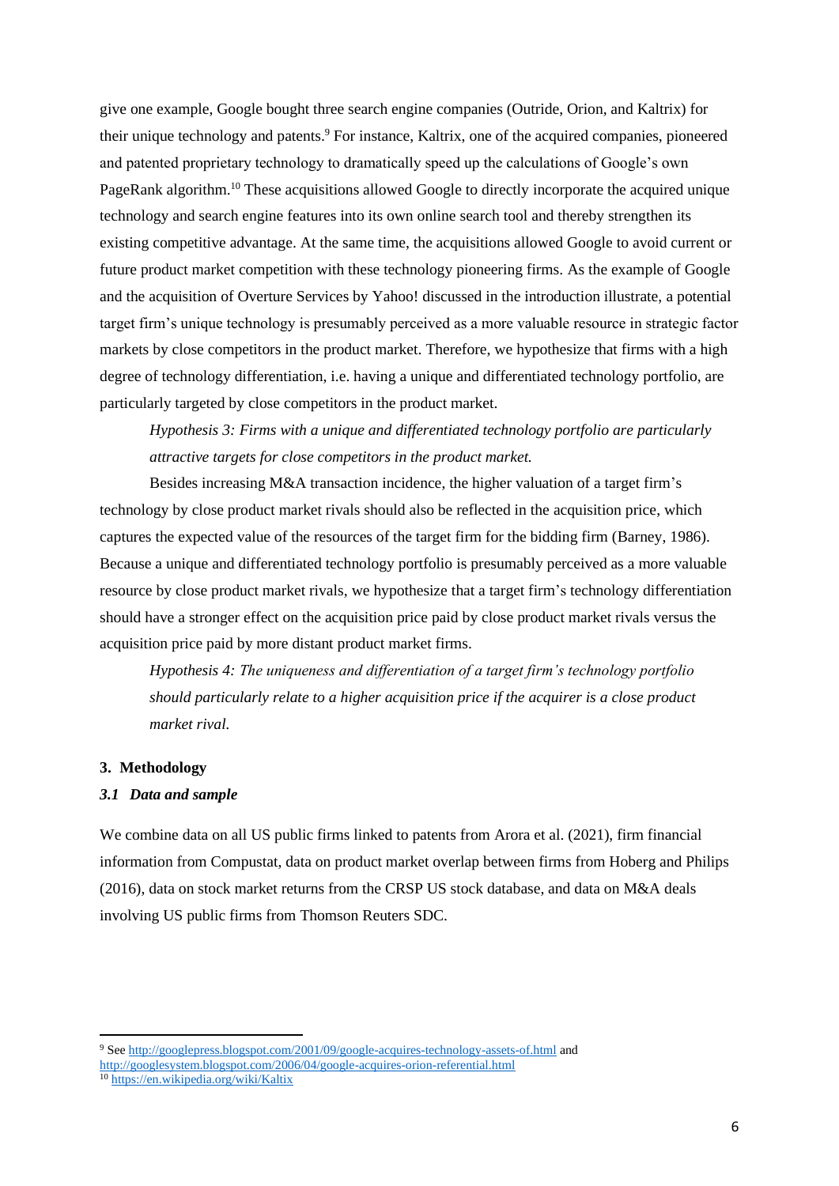give one example, Google bought three search engine companies (Outride, Orion, and Kaltrix) for their unique technology and patents.[9] For instance, Kaltrix, one of the acquired companies, pioneered and patented proprietary technology to dramatically speed up the calculations of Google's own PageRank algorithm.[10] These acquisitions allowed Google to directly incorporate the acquired unique technology and search engine features into its own online search tool and thereby strengthen its existing competitive advantage. At the same time, the acquisitions allowed Google to avoid current or future product market competition with these technology pioneering firms. As the example of Google and the acquisition of Overture Services by Yahoo! discussed in the introduction illustrate, a potential target firm's unique technology is presumably perceived as a more valuable resource in strategic factor markets by close competitors in the product market. Therefore, we hypothesize that firms with a high degree of technology differentiation, i.e. having a unique and differentiated technology portfolio, are particularly targeted by close competitors in the product market.

*Hypothesis 3: Firms with a unique and differentiated technology portfolio are particularly attractive targets for close competitors in the product market.*

Besides increasing M&A transaction incidence, the higher valuation of a target firm's technology by close product market rivals should also be reflected in the acquisition price, which captures the expected value of the resources of the target firm for the bidding firm (Barney, 1986). Because a unique and differentiated technology portfolio is presumably perceived as a more valuable resource by close product market rivals, we hypothesize that a target firm's technology differentiation should have a stronger effect on the acquisition price paid by close product market rivals versus the acquisition price paid by more distant product market firms.

*Hypothesis 4: The uniqueness and differentiation of a target firm's technology portfolio should particularly relate to a higher acquisition price if the acquirer is a close product market rival.*

## 3. Methodology

### *3.1 Data and sample*

We combine data on all US public firms linked to patents from Arora et al. (2021), firm financial information from Compustat, data on product market overlap between firms from Hoberg and Philips (2016), data on stock market returns from the CRSP US stock database, and data on M&A deals involving US public firms from Thomson Reuters SDC.

---

[9] See http://googlepress.blogspot.com/2001/09/google-acquires-technology-assets-of.html and http://googlesystem.blogspot.com/2006/04/google-acquires-orion-referential.html

[10] https://en.wikipedia.org/wiki/Kaltix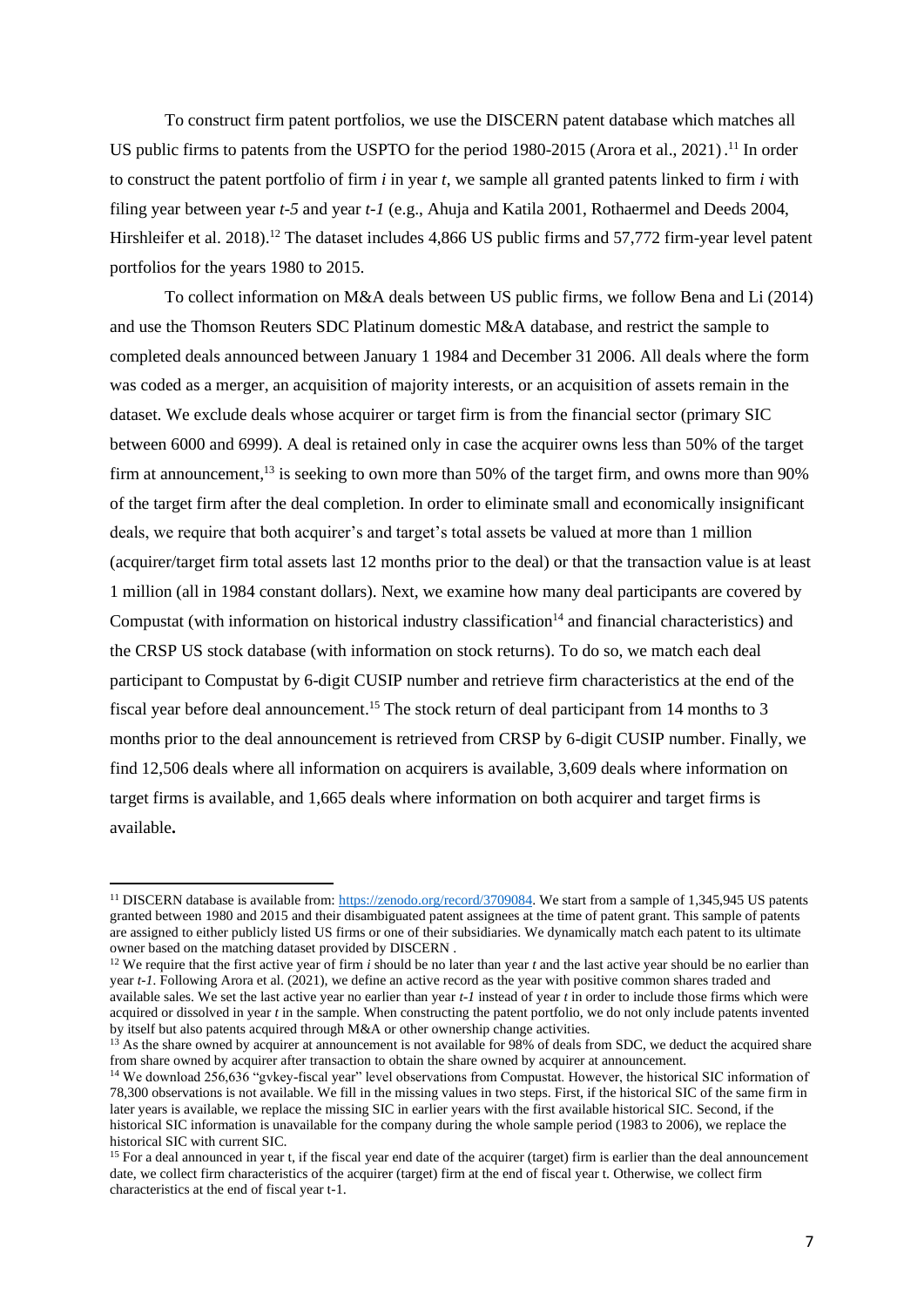To construct firm patent portfolios, we use the DISCERN patent database which matches all US public firms to patents from the USPTO for the period 1980-2015 (Arora et al., 2021).[11] In order to construct the patent portfolio of firm *i* in year *t*, we sample all granted patents linked to firm *i* with filing year between year *t-5* and year *t-1* (e.g., Ahuja and Katila 2001, Rothaermel and Deeds 2004, Hirshleifer et al. 2018).[12] The dataset includes 4,866 US public firms and 57,772 firm-year level patent portfolios for the years 1980 to 2015.

To collect information on M&A deals between US public firms, we follow Bena and Li (2014) and use the Thomson Reuters SDC Platinum domestic M&A database, and restrict the sample to completed deals announced between January 1 1984 and December 31 2006. All deals where the form was coded as a merger, an acquisition of majority interests, or an acquisition of assets remain in the dataset. We exclude deals whose acquirer or target firm is from the financial sector (primary SIC between 6000 and 6999). A deal is retained only in case the acquirer owns less than 50% of the target firm at announcement,[13] is seeking to own more than 50% of the target firm, and owns more than 90% of the target firm after the deal completion. In order to eliminate small and economically insignificant deals, we require that both acquirer's and target's total assets be valued at more than 1 million (acquirer/target firm total assets last 12 months prior to the deal) or that the transaction value is at least 1 million (all in 1984 constant dollars). Next, we examine how many deal participants are covered by Compustat (with information on historical industry classification[14] and financial characteristics) and the CRSP US stock database (with information on stock returns). To do so, we match each deal participant to Compustat by 6-digit CUSIP number and retrieve firm characteristics at the end of the fiscal year before deal announcement.[15] The stock return of deal participant from 14 months to 3 months prior to the deal announcement is retrieved from CRSP by 6-digit CUSIP number. Finally, we find 12,506 deals where all information on acquirers is available, 3,609 deals where information on target firms is available, and 1,665 deals where information on both acquirer and target firms is available**.**

---

[11] DISCERN database is available from: https://zenodo.org/record/3709084. We start from a sample of 1,345,945 US patents granted between 1980 and 2015 and their disambiguated patent assignees at the time of patent grant. This sample of patents are assigned to either publicly listed US firms or one of their subsidiaries. We dynamically match each patent to its ultimate owner based on the matching dataset provided by DISCERN .

[12] We require that the first active year of firm *i* should be no later than year *t* and the last active year should be no earlier than year *t-1*. Following Arora et al. (2021), we define an active record as the year with positive common shares traded and available sales. We set the last active year no earlier than year *t-1* instead of year *t* in order to include those firms which were acquired or dissolved in year *t* in the sample. When constructing the patent portfolio, we do not only include patents invented by itself but also patents acquired through M&A or other ownership change activities.

[13] As the share owned by acquirer at announcement is not available for 98% of deals from SDC, we deduct the acquired share from share owned by acquirer after transaction to obtain the share owned by acquirer at announcement.

[14] We download 256,636 "gvkey-fiscal year" level observations from Compustat. However, the historical SIC information of 78,300 observations is not available. We fill in the missing values in two steps. First, if the historical SIC of the same firm in later years is available, we replace the missing SIC in earlier years with the first available historical SIC. Second, if the historical SIC information is unavailable for the company during the whole sample period (1983 to 2006), we replace the historical SIC with current SIC.

[15] For a deal announced in year t, if the fiscal year end date of the acquirer (target) firm is earlier than the deal announcement date, we collect firm characteristics of the acquirer (target) firm at the end of fiscal year t. Otherwise, we collect firm characteristics at the end of fiscal year t-1.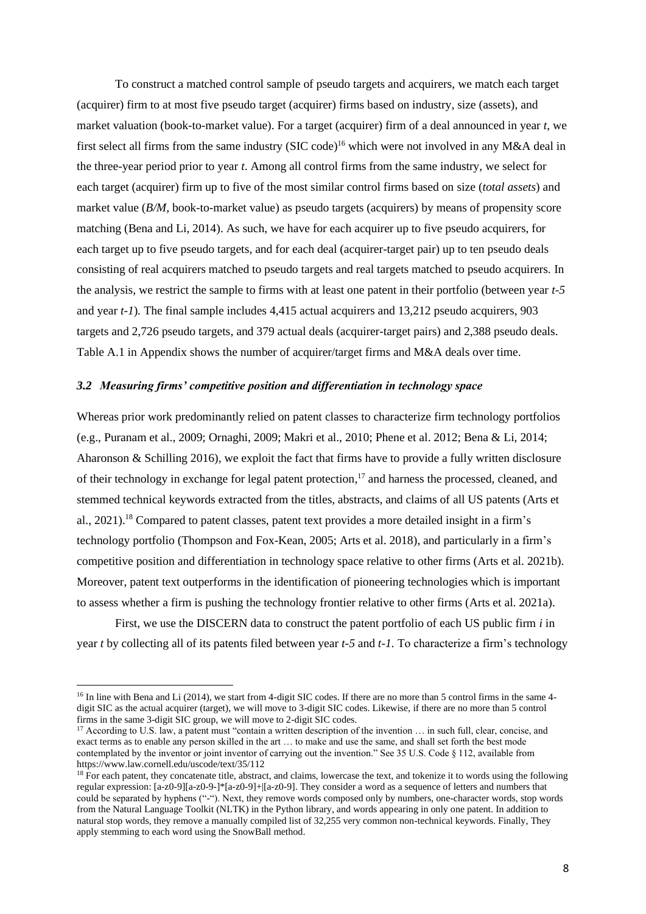To construct a matched control sample of pseudo targets and acquirers, we match each target (acquirer) firm to at most five pseudo target (acquirer) firms based on industry, size (assets), and market valuation (book-to-market value). For a target (acquirer) firm of a deal announced in year *t*, we first select all firms from the same industry (SIC code)[16] which were not involved in any M&A deal in the three-year period prior to year *t*. Among all control firms from the same industry, we select for each target (acquirer) firm up to five of the most similar control firms based on size (*total assets*) and market value (*B/M*, book-to-market value) as pseudo targets (acquirers) by means of propensity score matching (Bena and Li, 2014). As such, we have for each acquirer up to five pseudo acquirers, for each target up to five pseudo targets, and for each deal (acquirer-target pair) up to ten pseudo deals consisting of real acquirers matched to pseudo targets and real targets matched to pseudo acquirers. In the analysis, we restrict the sample to firms with at least one patent in their portfolio (between year *t-5* and year *t-1*). The final sample includes 4,415 actual acquirers and 13,212 pseudo acquirers, 903 targets and 2,726 pseudo targets, and 379 actual deals (acquirer-target pairs) and 2,388 pseudo deals. Table A.1 in Appendix shows the number of acquirer/target firms and M&A deals over time.

### *3.2 Measuring firms' competitive position and differentiation in technology space*

Whereas prior work predominantly relied on patent classes to characterize firm technology portfolios (e.g., Puranam et al., 2009; Ornaghi, 2009; Makri et al., 2010; Phene et al. 2012; Bena & Li, 2014; Aharonson & Schilling 2016), we exploit the fact that firms have to provide a fully written disclosure of their technology in exchange for legal patent protection,[17] and harness the processed, cleaned, and stemmed technical keywords extracted from the titles, abstracts, and claims of all US patents (Arts et al., 2021).[18] Compared to patent classes, patent text provides a more detailed insight in a firm's technology portfolio (Thompson and Fox-Kean, 2005; Arts et al. 2018), and particularly in a firm's competitive position and differentiation in technology space relative to other firms (Arts et al. 2021b). Moreover, patent text outperforms in the identification of pioneering technologies which is important to assess whether a firm is pushing the technology frontier relative to other firms (Arts et al. 2021a).

First, we use the DISCERN data to construct the patent portfolio of each US public firm *i* in year *t* by collecting all of its patents filed between year *t-5* and *t-1*. To characterize a firm's technology

---

[16] In line with Bena and Li (2014), we start from 4-digit SIC codes. If there are no more than 5 control firms in the same 4-digit SIC as the actual acquirer (target), we will move to 3-digit SIC codes. Likewise, if there are no more than 5 control firms in the same 3-digit SIC group, we will move to 2-digit SIC codes.

[17] According to U.S. law, a patent must "contain a written description of the invention … in such full, clear, concise, and exact terms as to enable any person skilled in the art … to make and use the same, and shall set forth the best mode contemplated by the inventor or joint inventor of carrying out the invention." See 35 U.S. Code § 112, available from https://www.law.cornell.edu/uscode/text/35/112

[18] For each patent, they concatenate title, abstract, and claims, lowercase the text, and tokenize it to words using the following regular expression: [a-z0-9][a-z0-9-]*[a-z0-9]+|[a-z0-9]. They consider a word as a sequence of letters and numbers that could be separated by hyphens ("-"). Next, they remove words composed only by numbers, one-character words, stop words from the Natural Language Toolkit (NLTK) in the Python library, and words appearing in only one patent. In addition to natural stop words, they remove a manually compiled list of 32,255 very common non-technical keywords. Finally, They apply stemming to each word using the SnowBall method.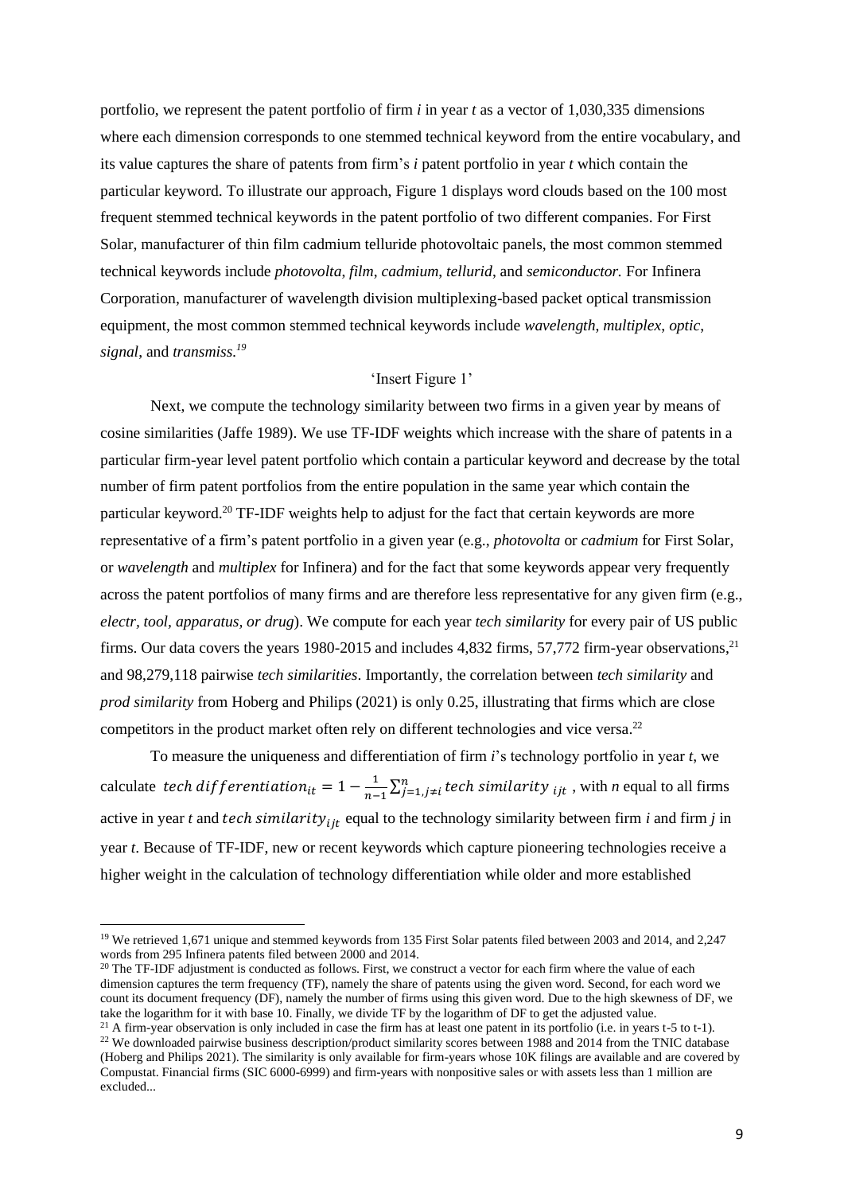portfolio, we represent the patent portfolio of firm *i* in year *t* as a vector of 1,030,335 dimensions where each dimension corresponds to one stemmed technical keyword from the entire vocabulary, and its value captures the share of patents from firm's *i* patent portfolio in year *t* which contain the particular keyword. To illustrate our approach, Figure 1 displays word clouds based on the 100 most frequent stemmed technical keywords in the patent portfolio of two different companies. For First Solar, manufacturer of thin film cadmium telluride photovoltaic panels, the most common stemmed technical keywords include *photovolta*, *film*, *cadmium*, *tellurid*, and *semiconductor.* For Infinera Corporation, manufacturer of wavelength division multiplexing-based packet optical transmission equipment, the most common stemmed technical keywords include *wavelength*, *multiplex*, *optic*, *signal*, and *transmiss.*[19]

'Insert Figure 1'

Next, we compute the technology similarity between two firms in a given year by means of cosine similarities (Jaffe 1989). We use TF-IDF weights which increase with the share of patents in a particular firm-year level patent portfolio which contain a particular keyword and decrease by the total number of firm patent portfolios from the entire population in the same year which contain the particular keyword.[20] TF-IDF weights help to adjust for the fact that certain keywords are more representative of a firm's patent portfolio in a given year (e.g., *photovolta* or *cadmium* for First Solar, or *wavelength* and *multiplex* for Infinera) and for the fact that some keywords appear very frequently across the patent portfolios of many firms and are therefore less representative for any given firm (e.g., *electr, tool, apparatus, or drug*). We compute for each year *tech similarity* for every pair of US public firms. Our data covers the years 1980-2015 and includes 4,832 firms, 57,772 firm-year observations,[21] and 98,279,118 pairwise *tech similarities*. Importantly, the correlation between *tech similarity* and *prod similarity* from Hoberg and Philips (2021) is only 0.25, illustrating that firms which are close competitors in the product market often rely on different technologies and vice versa.[22]

To measure the uniqueness and differentiation of firm *i*'s technology portfolio in year *t*, we calculate $tech\ differentiation_{it} = 1 - \frac{1}{n-1}\sum_{j=1, j\neq i}^{n} tech\ similarity_{ijt}$ , with *n* equal to all firms active in year *t* and $tech\ similarity_{ijt}$ equal to the technology similarity between firm *i* and firm *j* in year *t*. Because of TF-IDF, new or recent keywords which capture pioneering technologies receive a higher weight in the calculation of technology differentiation while older and more established

---

[19] We retrieved 1,671 unique and stemmed keywords from 135 First Solar patents filed between 2003 and 2014, and 2,247 words from 295 Infinera patents filed between 2000 and 2014.

[20] The TF-IDF adjustment is conducted as follows. First, we construct a vector for each firm where the value of each dimension captures the term frequency (TF), namely the share of patents using the given word. Second, for each word we count its document frequency (DF), namely the number of firms using this given word. Due to the high skewness of DF, we take the logarithm for it with base 10. Finally, we divide TF by the logarithm of DF to get the adjusted value.

[21] A firm-year observation is only included in case the firm has at least one patent in its portfolio (i.e. in years t-5 to t-1).

[22] We downloaded pairwise business description/product similarity scores between 1988 and 2014 from the TNIC database (Hoberg and Philips 2021). The similarity is only available for firm-years whose 10K filings are available and are covered by Compustat. Financial firms (SIC 6000-6999) and firm-years with nonpositive sales or with assets less than 1 million are excluded...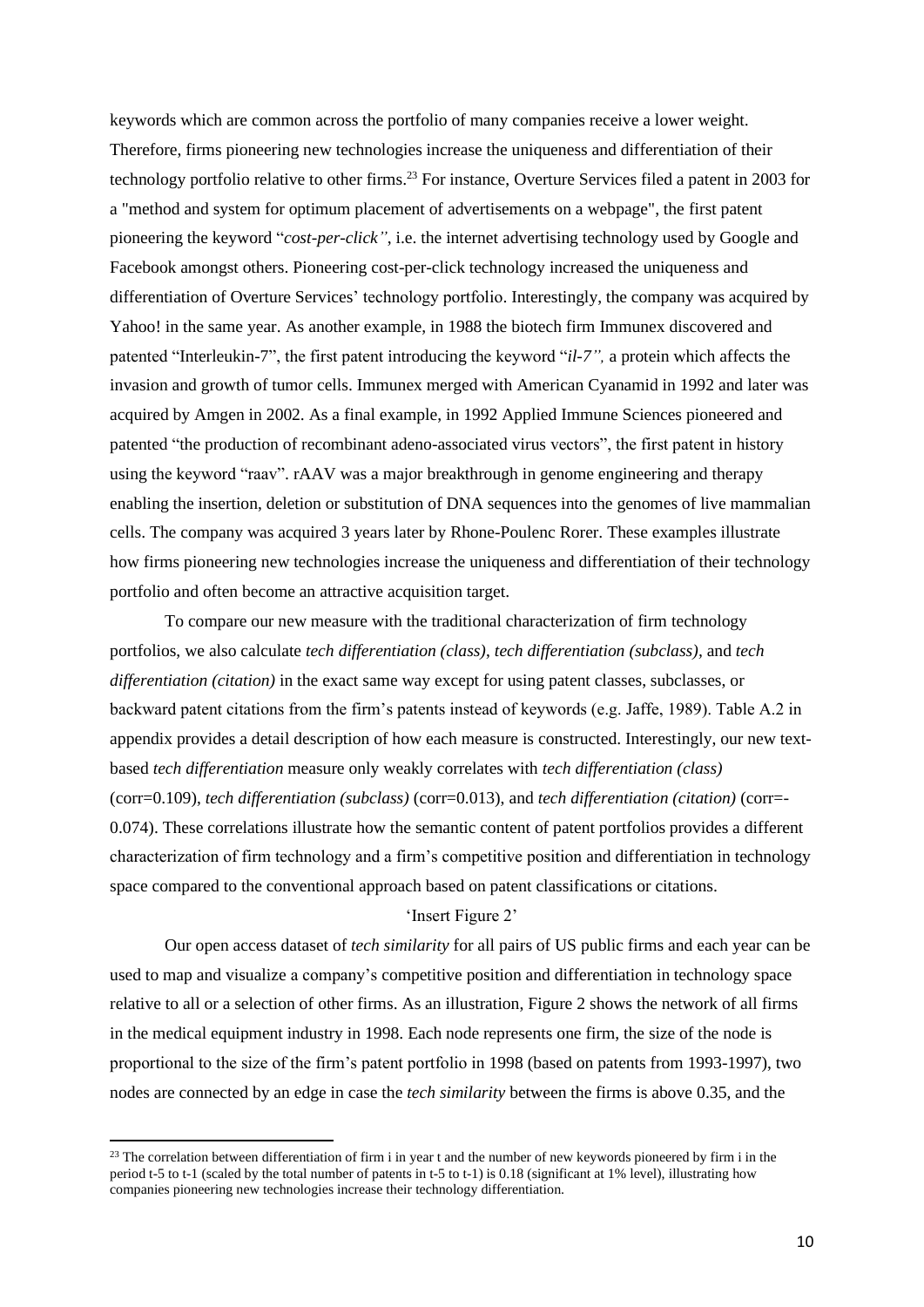keywords which are common across the portfolio of many companies receive a lower weight. Therefore, firms pioneering new technologies increase the uniqueness and differentiation of their technology portfolio relative to other firms.[23] For instance, Overture Services filed a patent in 2003 for a "method and system for optimum placement of advertisements on a webpage", the first patent pioneering the keyword "*cost-per-click"*, i.e. the internet advertising technology used by Google and Facebook amongst others. Pioneering cost-per-click technology increased the uniqueness and differentiation of Overture Services' technology portfolio. Interestingly, the company was acquired by Yahoo! in the same year. As another example, in 1988 the biotech firm Immunex discovered and patented "Interleukin-7", the first patent introducing the keyword "*il-7",* a protein which affects the invasion and growth of tumor cells. Immunex merged with American Cyanamid in 1992 and later was acquired by Amgen in 2002. As a final example, in 1992 Applied Immune Sciences pioneered and patented "the production of recombinant adeno-associated virus vectors", the first patent in history using the keyword "raav". rAAV was a major breakthrough in genome engineering and therapy enabling the insertion, deletion or substitution of DNA sequences into the genomes of live mammalian cells. The company was acquired 3 years later by Rhone-Poulenc Rorer. These examples illustrate how firms pioneering new technologies increase the uniqueness and differentiation of their technology portfolio and often become an attractive acquisition target.

To compare our new measure with the traditional characterization of firm technology portfolios, we also calculate *tech differentiation (class)*, *tech differentiation (subclass),* and *tech differentiation (citation)* in the exact same way except for using patent classes, subclasses, or backward patent citations from the firm's patents instead of keywords (e.g. Jaffe, 1989). Table A.2 in appendix provides a detail description of how each measure is constructed. Interestingly, our new text-based *tech differentiation* measure only weakly correlates with *tech differentiation (class)* (corr=0.109), *tech differentiation (subclass)* (corr=0.013), and *tech differentiation (citation)* (corr=-0.074). These correlations illustrate how the semantic content of patent portfolios provides a different characterization of firm technology and a firm's competitive position and differentiation in technology space compared to the conventional approach based on patent classifications or citations.

'Insert Figure 2'

Our open access dataset of *tech similarity* for all pairs of US public firms and each year can be used to map and visualize a company's competitive position and differentiation in technology space relative to all or a selection of other firms. As an illustration, Figure 2 shows the network of all firms in the medical equipment industry in 1998. Each node represents one firm, the size of the node is proportional to the size of the firm's patent portfolio in 1998 (based on patents from 1993-1997), two nodes are connected by an edge in case the *tech similarity* between the firms is above 0.35, and the

---

[23] The correlation between differentiation of firm i in year t and the number of new keywords pioneered by firm i in the period t-5 to t-1 (scaled by the total number of patents in t-5 to t-1) is 0.18 (significant at 1% level), illustrating how companies pioneering new technologies increase their technology differentiation.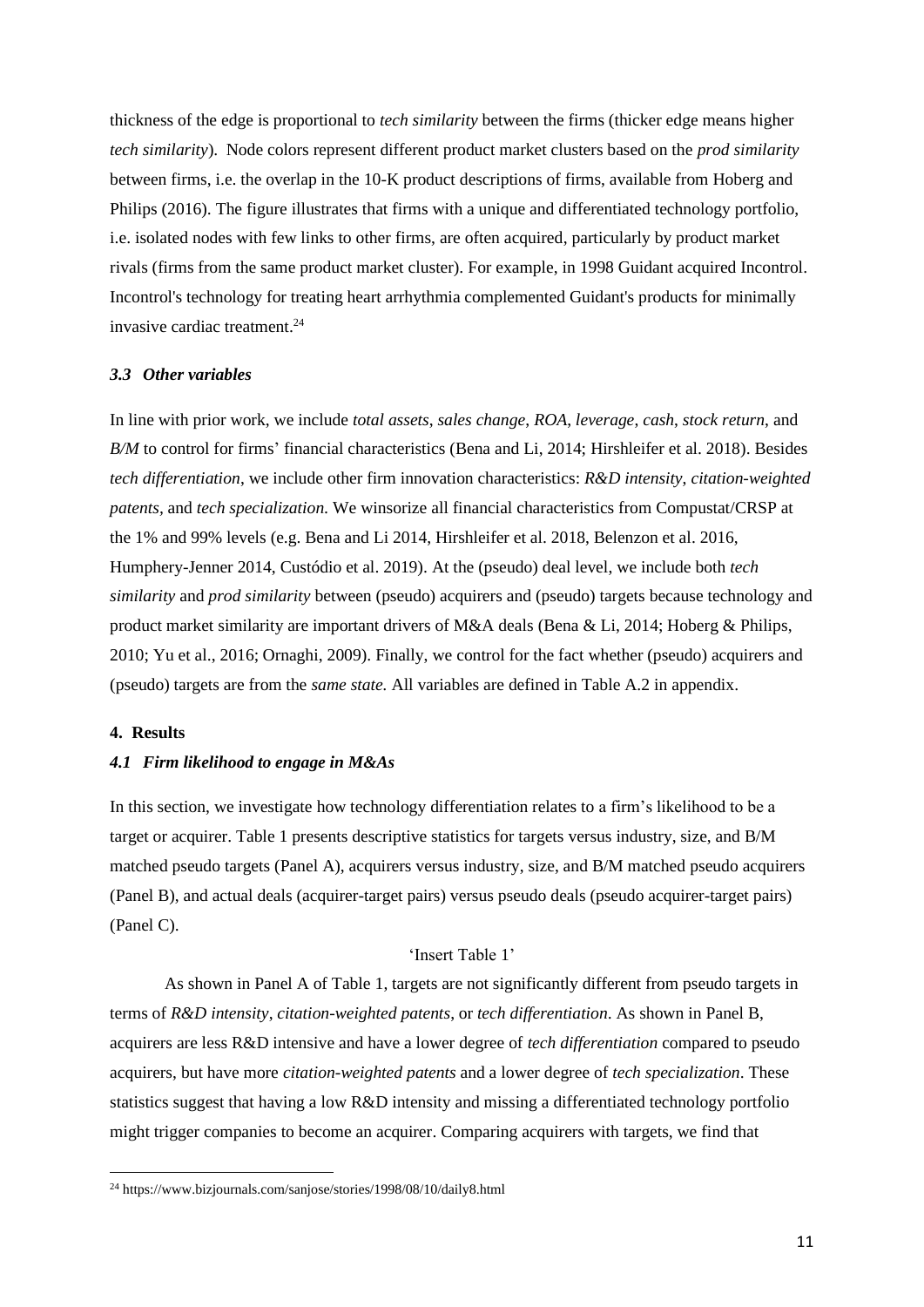thickness of the edge is proportional to *tech similarity* between the firms (thicker edge means higher *tech similarity*). Node colors represent different product market clusters based on the *prod similarity* between firms, i.e. the overlap in the 10-K product descriptions of firms, available from Hoberg and Philips (2016). The figure illustrates that firms with a unique and differentiated technology portfolio, i.e. isolated nodes with few links to other firms, are often acquired, particularly by product market rivals (firms from the same product market cluster). For example, in 1998 Guidant acquired Incontrol. Incontrol's technology for treating heart arrhythmia complemented Guidant's products for minimally invasive cardiac treatment.[24]

### *3.3 Other variables*

In line with prior work, we include *total assets*, *sales change*, *ROA*, *leverage*, *cash*, *stock return*, and *B/M* to control for firms' financial characteristics (Bena and Li, 2014; Hirshleifer et al. 2018). Besides *tech differentiation*, we include other firm innovation characteristics: *R&D intensity*, *citation-weighted patents*, and *tech specialization.* We winsorize all financial characteristics from Compustat/CRSP at the 1% and 99% levels (e.g. Bena and Li 2014, Hirshleifer et al. 2018, Belenzon et al. 2016, Humphery-Jenner 2014, Custódio et al. 2019). At the (pseudo) deal level, we include both *tech similarity* and *prod similarity* between (pseudo) acquirers and (pseudo) targets because technology and product market similarity are important drivers of M&A deals (Bena & Li, 2014; Hoberg & Philips, 2010; Yu et al., 2016; Ornaghi, 2009). Finally, we control for the fact whether (pseudo) acquirers and (pseudo) targets are from the *same state.* All variables are defined in Table A.2 in appendix.

## 4. Results

### *4.1 Firm likelihood to engage in M&As*

In this section, we investigate how technology differentiation relates to a firm's likelihood to be a target or acquirer. Table 1 presents descriptive statistics for targets versus industry, size, and B/M matched pseudo targets (Panel A), acquirers versus industry, size, and B/M matched pseudo acquirers (Panel B), and actual deals (acquirer-target pairs) versus pseudo deals (pseudo acquirer-target pairs) (Panel C).

'Insert Table 1'

As shown in Panel A of Table 1, targets are not significantly different from pseudo targets in terms of *R&D intensity*, *citation-weighted patents*, or *tech differentiation*. As shown in Panel B, acquirers are less R&D intensive and have a lower degree of *tech differentiation* compared to pseudo acquirers, but have more *citation-weighted patents* and a lower degree of *tech specialization*. These statistics suggest that having a low R&D intensity and missing a differentiated technology portfolio might trigger companies to become an acquirer. Comparing acquirers with targets, we find that

[24] https://www.bizjournals.com/sanjose/stories/1998/08/10/daily8.html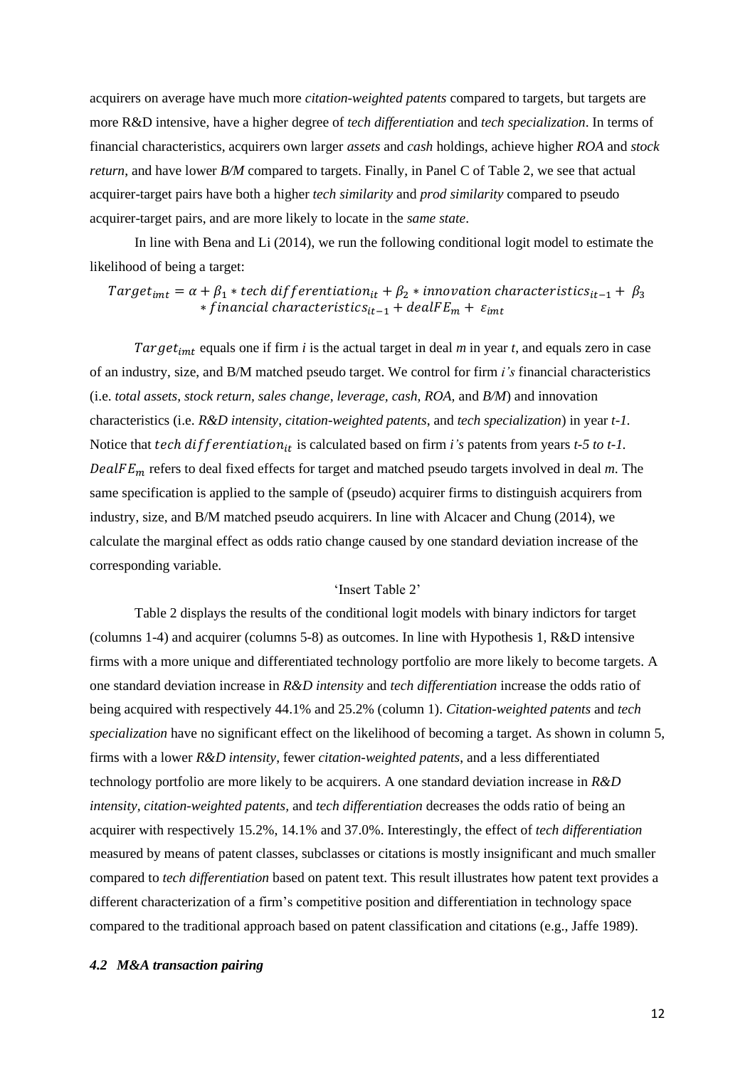acquirers on average have much more *citation-weighted patents* compared to targets, but targets are more R&D intensive, have a higher degree of *tech differentiation* and *tech specialization*. In terms of financial characteristics, acquirers own larger *assets* and *cash* holdings, achieve higher *ROA* and *stock return*, and have lower *B/M* compared to targets. Finally, in Panel C of Table 2, we see that actual acquirer-target pairs have both a higher *tech similarity* and *prod similarity* compared to pseudo acquirer-target pairs, and are more likely to locate in the *same state*.

In line with Bena and Li (2014), we run the following conditional logit model to estimate the likelihood of being a target:

$$Target_{imt} = \alpha + \beta_1 * tech\ differentiation_{it} + \beta_2 * innovation\ characteristics_{it-1} + \beta_3 * financial\ characteristics_{it-1} + dealFE_m + \varepsilon_{imt}$$

$Target_{imt}$ equals one if firm *i* is the actual target in deal *m* in year *t*, and equals zero in case of an industry, size, and B/M matched pseudo target. We control for firm *i's* financial characteristics (i.e. *total assets*, *stock return*, *sales change*, *leverage*, *cash*, *ROA*, and *B/M*) and innovation characteristics (i.e. *R&D intensity*, *citation-weighted patents*, and *tech specialization*) in year *t-1*. Notice that $tech\ differentiation_{it}$ is calculated based on firm *i's* patents from years *t-5 to t-1*. $DealFE_m$ refers to deal fixed effects for target and matched pseudo targets involved in deal *m*. The same specification is applied to the sample of (pseudo) acquirer firms to distinguish acquirers from industry, size, and B/M matched pseudo acquirers. In line with Alcacer and Chung (2014), we calculate the marginal effect as odds ratio change caused by one standard deviation increase of the corresponding variable.

'Insert Table 2'

Table 2 displays the results of the conditional logit models with binary indictors for target (columns 1-4) and acquirer (columns 5-8) as outcomes. In line with Hypothesis 1, R&D intensive firms with a more unique and differentiated technology portfolio are more likely to become targets. A one standard deviation increase in *R&D intensity* and *tech differentiation* increase the odds ratio of being acquired with respectively 44.1% and 25.2% (column 1). *Citation-weighted patents* and *tech specialization* have no significant effect on the likelihood of becoming a target. As shown in column 5, firms with a lower *R&D intensity*, fewer *citation-weighted patents*, and a less differentiated technology portfolio are more likely to be acquirers. A one standard deviation increase in *R&D intensity*, *citation-weighted patents*, and *tech differentiation* decreases the odds ratio of being an acquirer with respectively 15.2%, 14.1% and 37.0%. Interestingly, the effect of *tech differentiation* measured by means of patent classes, subclasses or citations is mostly insignificant and much smaller compared to *tech differentiation* based on patent text. This result illustrates how patent text provides a different characterization of a firm's competitive position and differentiation in technology space compared to the traditional approach based on patent classification and citations (e.g., Jaffe 1989).

### *4.2 M&A transaction pairing*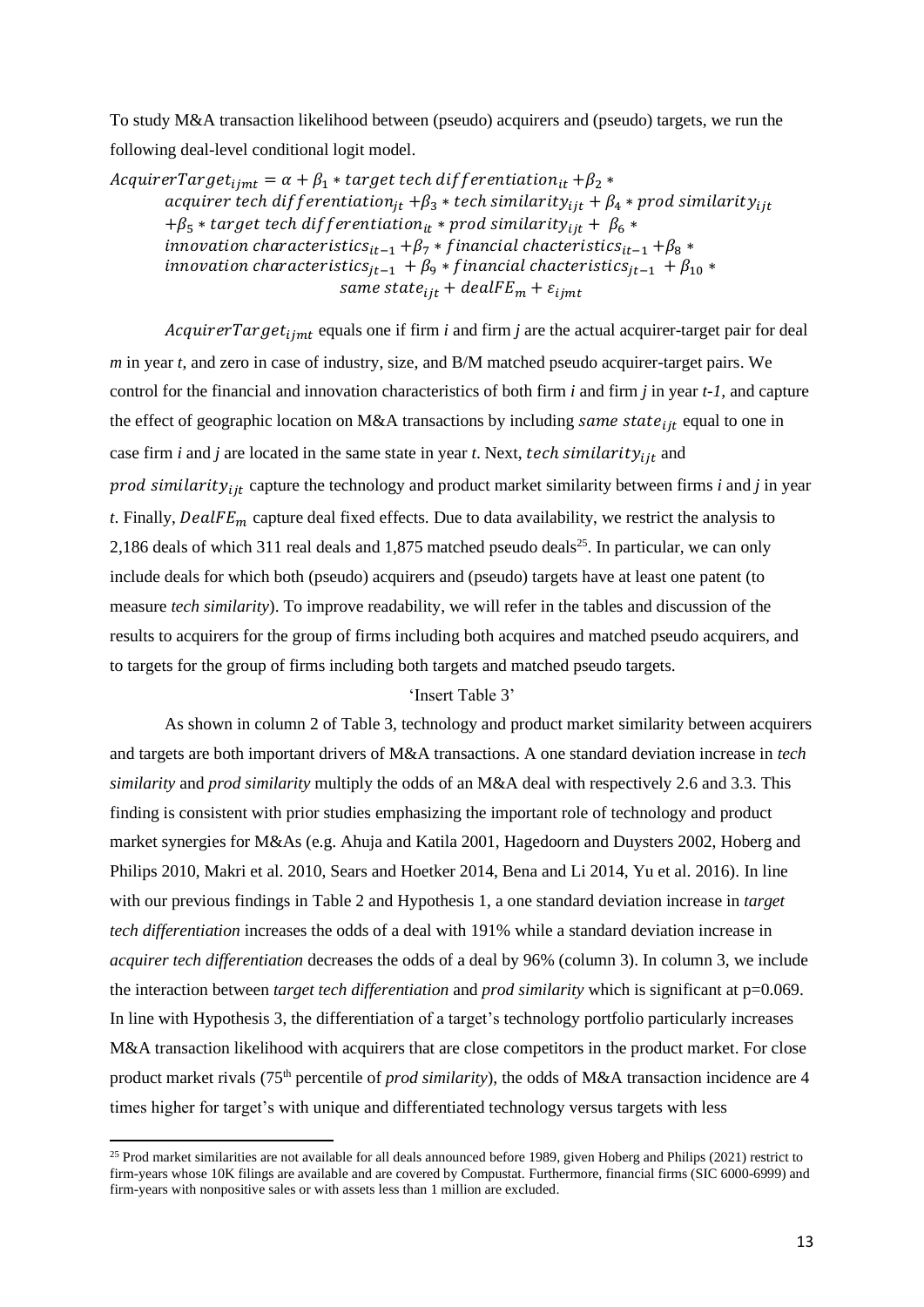To study M&A transaction likelihood between (pseudo) acquirers and (pseudo) targets, we run the following deal-level conditional logit model.

$$AcquirerTarget_{ijmt} = \alpha + \beta_1 * target\ tech\ differentiation_{it} + \beta_2 * acquirer\ tech\ differentiation_{jt} + \beta_3 * tech\ similarity_{ijt} + \beta_4 * prod\ similarity_{ijt} + \beta_5 * target\ tech\ differentiation_{it} * prod\ similarity_{ijt} + \beta_6 * innovation\ characteristics_{it-1} + \beta_7 * financial\ chacteristics_{it-1} + \beta_8 * innovation\ characteristics_{jt-1} + \beta_9 * financial\ chacteristics_{jt-1} + \beta_{10} * same\ state_{ijt} + dealFE_m + \varepsilon_{ijmt}$$

$AcquirerTarget_{ijmt}$ equals one if firm *i* and firm *j* are the actual acquirer-target pair for deal *m* in year *t*, and zero in case of industry, size, and B/M matched pseudo acquirer-target pairs. We control for the financial and innovation characteristics of both firm *i* and firm *j* in year *t-1,* and capture the effect of geographic location on M&A transactions by including $same\ state_{ijt}$ equal to one in case firm *i* and *j* are located in the same state in year *t*. Next, $tech\ similarity_{ijt}$ and $prod\ similarity_{ijt}$ capture the technology and product market similarity between firms *i* and *j* in year *t*. Finally, $DealFE_m$ capture deal fixed effects. Due to data availability, we restrict the analysis to 2,186 deals of which 311 real deals and 1,875 matched pseudo deals[25]. In particular, we can only include deals for which both (pseudo) acquirers and (pseudo) targets have at least one patent (to measure *tech similarity*). To improve readability, we will refer in the tables and discussion of the results to acquirers for the group of firms including both acquires and matched pseudo acquirers, and to targets for the group of firms including both targets and matched pseudo targets.

'Insert Table 3'

As shown in column 2 of Table 3, technology and product market similarity between acquirers and targets are both important drivers of M&A transactions. A one standard deviation increase in *tech similarity* and *prod similarity* multiply the odds of an M&A deal with respectively 2.6 and 3.3. This finding is consistent with prior studies emphasizing the important role of technology and product market synergies for M&As (e.g. Ahuja and Katila 2001, Hagedoorn and Duysters 2002, Hoberg and Philips 2010, Makri et al. 2010, Sears and Hoetker 2014, Bena and Li 2014, Yu et al. 2016). In line with our previous findings in Table 2 and Hypothesis 1, a one standard deviation increase in *target tech differentiation* increases the odds of a deal with 191% while a standard deviation increase in *acquirer tech differentiation* decreases the odds of a deal by 96% (column 3). In column 3, we include the interaction between *target tech differentiation* and *prod similarity* which is significant at p=0.069. In line with Hypothesis 3, the differentiation of a target's technology portfolio particularly increases M&A transaction likelihood with acquirers that are close competitors in the product market. For close product market rivals (75th percentile of *prod similarity*), the odds of M&A transaction incidence are 4 times higher for target's with unique and differentiated technology versus targets with less

[25] Prod market similarities are not available for all deals announced before 1989, given Hoberg and Philips (2021) restrict to firm-years whose 10K filings are available and are covered by Compustat. Furthermore, financial firms (SIC 6000-6999) and firm-years with nonpositive sales or with assets less than 1 million are excluded.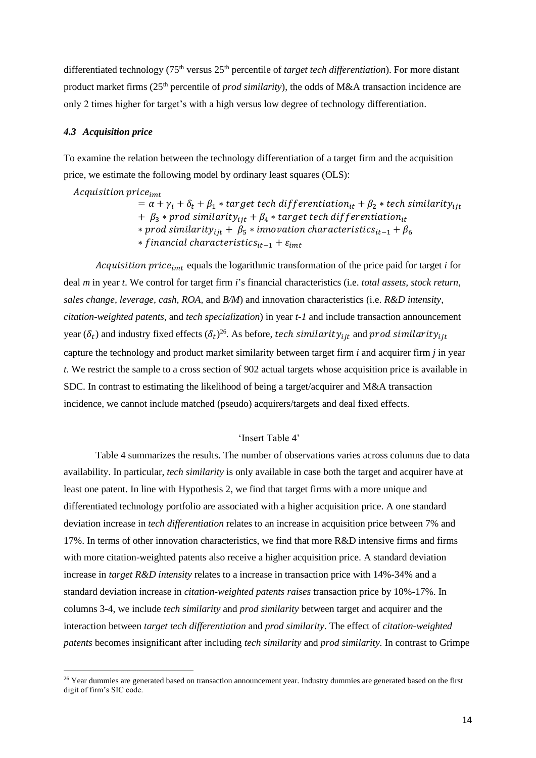differentiated technology (75th versus 25th percentile of *target tech differentiation*). For more distant product market firms (25th percentile of *prod similarity*), the odds of M&A transaction incidence are only 2 times higher for target's with a high versus low degree of technology differentiation.

### *4.3 Acquisition price*

To examine the relation between the technology differentiation of a target firm and the acquisition price, we estimate the following model by ordinary least squares (OLS):

$$
\begin{aligned}
Acquisition\ price_{imt} &= \alpha + \gamma_i + \delta_t + \beta_1 * target\ tech\ differentiation_{it} + \beta_2 * tech\ similarity_{ijt} \\
&+ \beta_3 * prod\ similarity_{ijt} + \beta_4 * target\ tech\ differentiation_{it} \\
&* prod\ similarity_{ijt} + \beta_5 * innovation\ characteristics_{it-1} + \beta_6 \\
&* financial\ characteristics_{it-1} + \varepsilon_{imt}
\end{aligned}
$$

$Acquisition\ price_{imt}$ equals the logarithmic transformation of the price paid for target *i* for deal *m* in year *t*. We control for target firm *i*'s financial characteristics (i.e. *total assets, stock return, sales change, leverage, cash, ROA,* and *B/M*) and innovation characteristics (i.e. *R&D intensity, citation-weighted patents*, and *tech specialization*) in year *t-1* and include transaction announcement year ($\delta_t$) and industry fixed effects ($\delta_t$)[26]. As before, $tech\ similarity_{ijt}$ and $prod\ similarity_{ijt}$ capture the technology and product market similarity between target firm *i* and acquirer firm *j* in year *t*. We restrict the sample to a cross section of 902 actual targets whose acquisition price is available in SDC. In contrast to estimating the likelihood of being a target/acquirer and M&A transaction incidence, we cannot include matched (pseudo) acquirers/targets and deal fixed effects.

'Insert Table 4'

Table 4 summarizes the results. The number of observations varies across columns due to data availability. In particular, *tech similarity* is only available in case both the target and acquirer have at least one patent. In line with Hypothesis 2, we find that target firms with a more unique and differentiated technology portfolio are associated with a higher acquisition price. A one standard deviation increase in *tech differentiation* relates to an increase in acquisition price between 7% and 17%. In terms of other innovation characteristics, we find that more R&D intensive firms and firms with more citation-weighted patents also receive a higher acquisition price. A standard deviation increase in *target R&D intensity* relates to a increase in transaction price with 14%-34% and a standard deviation increase in *citation-weighted patents raises* transaction price by 10%-17%. In columns 3-4, we include *tech similarity* and *prod similarity* between target and acquirer and the interaction between *target tech differentiation* and *prod similarity*. The effect of *citation-weighted patents* becomes insignificant after including *tech similarity* and *prod similarity*. In contrast to Grimpe

[26] Year dummies are generated based on transaction announcement year. Industry dummies are generated based on the first digit of firm's SIC code.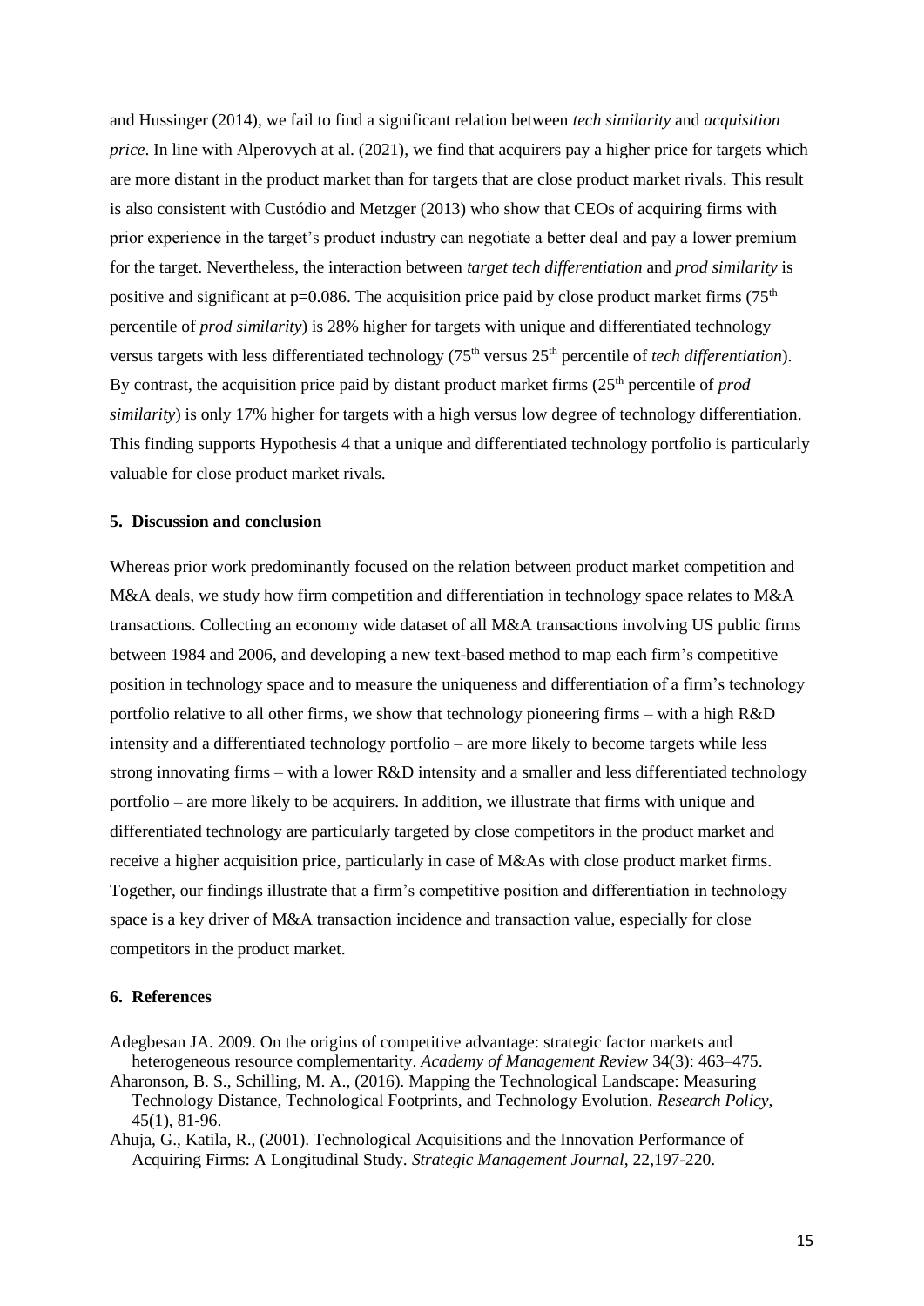and Hussinger (2014), we fail to find a significant relation between *tech similarity* and *acquisition price*. In line with Alperovych at al. (2021), we find that acquirers pay a higher price for targets which are more distant in the product market than for targets that are close product market rivals. This result is also consistent with Custódio and Metzger (2013) who show that CEOs of acquiring firms with prior experience in the target's product industry can negotiate a better deal and pay a lower premium for the target. Nevertheless, the interaction between *target tech differentiation* and *prod similarity* is positive and significant at p=0.086. The acquisition price paid by close product market firms (75[th] percentile of *prod similarity*) is 28% higher for targets with unique and differentiated technology versus targets with less differentiated technology (75[th] versus 25[th] percentile of *tech differentiation*). By contrast, the acquisition price paid by distant product market firms (25[th] percentile of *prod similarity*) is only 17% higher for targets with a high versus low degree of technology differentiation. This finding supports Hypothesis 4 that a unique and differentiated technology portfolio is particularly valuable for close product market rivals.

## 5. Discussion and conclusion

Whereas prior work predominantly focused on the relation between product market competition and M&A deals, we study how firm competition and differentiation in technology space relates to M&A transactions. Collecting an economy wide dataset of all M&A transactions involving US public firms between 1984 and 2006, and developing a new text-based method to map each firm's competitive position in technology space and to measure the uniqueness and differentiation of a firm's technology portfolio relative to all other firms, we show that technology pioneering firms – with a high R&D intensity and a differentiated technology portfolio – are more likely to become targets while less strong innovating firms – with a lower R&D intensity and a smaller and less differentiated technology portfolio – are more likely to be acquirers. In addition, we illustrate that firms with unique and differentiated technology are particularly targeted by close competitors in the product market and receive a higher acquisition price, particularly in case of M&As with close product market firms. Together, our findings illustrate that a firm's competitive position and differentiation in technology space is a key driver of M&A transaction incidence and transaction value, especially for close competitors in the product market.

## 6. References

Adegbesan JA. 2009. On the origins of competitive advantage: strategic factor markets and heterogeneous resource complementarity. *Academy of Management Review* 34(3): 463–475.

Aharonson, B. S., Schilling, M. A., (2016). Mapping the Technological Landscape: Measuring Technology Distance, Technological Footprints, and Technology Evolution. *Research Policy*, 45(1), 81-96.

Ahuja, G., Katila, R., (2001). Technological Acquisitions and the Innovation Performance of Acquiring Firms: A Longitudinal Study. *Strategic Management Journal*, 22,197-220.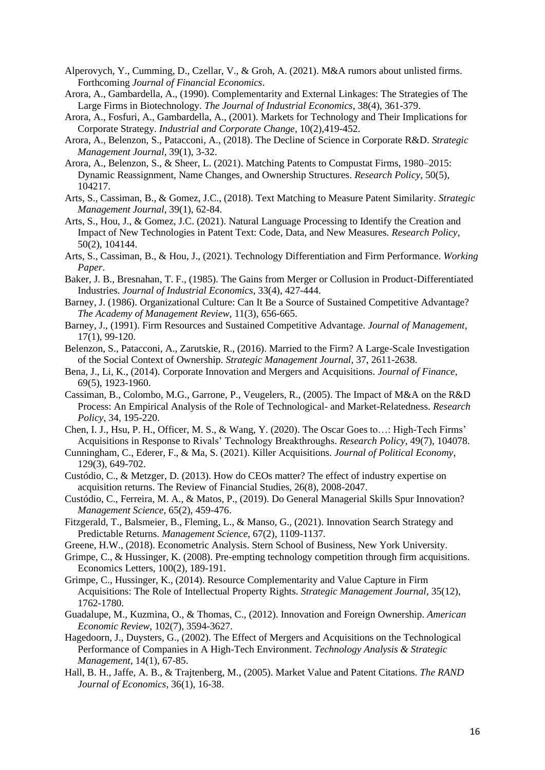Alperovych, Y., Cumming, D., Czellar, V., & Groh, A. (2021). M&A rumors about unlisted firms. Forthcoming *Journal of Financial Economics*.

Arora, A., Gambardella, A., (1990). Complementarity and External Linkages: The Strategies of The Large Firms in Biotechnology. *The Journal of Industrial Economics*, 38(4), 361-379.

Arora, A., Fosfuri, A., Gambardella, A., (2001). Markets for Technology and Their Implications for Corporate Strategy. *Industrial and Corporate Change*, 10(2),419-452.

Arora, A., Belenzon, S., Patacconi, A., (2018). The Decline of Science in Corporate R&D. *Strategic Management Journal*, 39(1), 3-32.

Arora, A., Belenzon, S., & Sheer, L. (2021). Matching Patents to Compustat Firms, 1980–2015: Dynamic Reassignment, Name Changes, and Ownership Structures. *Research Policy*, 50(5), 104217.

Arts, S., Cassiman, B., & Gomez, J.C., (2018). Text Matching to Measure Patent Similarity. *Strategic Management Journal*, 39(1), 62-84.

Arts, S., Hou, J., & Gomez, J.C. (2021). Natural Language Processing to Identify the Creation and Impact of New Technologies in Patent Text: Code, Data, and New Measures. *Research Policy*, 50(2), 104144.

Arts, S., Cassiman, B., & Hou, J., (2021). Technology Differentiation and Firm Performance. *Working Paper*.

Baker, J. B., Bresnahan, T. F., (1985). The Gains from Merger or Collusion in Product-Differentiated Industries. *Journal of Industrial Economics*, 33(4), 427-444.

Barney, J. (1986). Organizational Culture: Can It Be a Source of Sustained Competitive Advantage? *The Academy of Management Review*, 11(3), 656-665.

Barney, J., (1991). Firm Resources and Sustained Competitive Advantage. *Journal of Management*, 17(1), 99-120.

Belenzon, S., Patacconi, A., Zarutskie, R., (2016). Married to the Firm? A Large-Scale Investigation of the Social Context of Ownership. *Strategic Management Journal*, 37, 2611-2638.

Bena, J., Li, K., (2014). Corporate Innovation and Mergers and Acquisitions. *Journal of Finance*, 69(5), 1923-1960.

Cassiman, B., Colombo, M.G., Garrone, P., Veugelers, R., (2005). The Impact of M&A on the R&D Process: An Empirical Analysis of the Role of Technological- and Market-Relatedness. *Research Policy*, 34, 195-220.

Chen, I. J., Hsu, P. H., Officer, M. S., & Wang, Y. (2020). The Oscar Goes to…: High-Tech Firms' Acquisitions in Response to Rivals' Technology Breakthroughs. *Research Policy*, 49(7), 104078.

Cunningham, C., Ederer, F., & Ma, S. (2021). Killer Acquisitions. *Journal of Political Economy*, 129(3), 649-702.

Custódio, C., & Metzger, D. (2013). How do CEOs matter? The effect of industry expertise on acquisition returns. The Review of Financial Studies, 26(8), 2008-2047.

Custódio, C., Ferreira, M. A., & Matos, P., (2019). Do General Managerial Skills Spur Innovation? *Management Science*, 65(2), 459-476.

Fitzgerald, T., Balsmeier, B., Fleming, L., & Manso, G., (2021). Innovation Search Strategy and Predictable Returns. *Management Science*, 67(2), 1109-1137.

Greene, H.W., (2018). Econometric Analysis. Stern School of Business, New York University.

Grimpe, C., & Hussinger, K. (2008). Pre-empting technology competition through firm acquisitions. Economics Letters, 100(2), 189-191.

Grimpe, C., Hussinger, K., (2014). Resource Complementarity and Value Capture in Firm Acquisitions: The Role of Intellectual Property Rights. *Strategic Management Journal*, 35(12), 1762-1780.

Guadalupe, M., Kuzmina, O., & Thomas, C., (2012). Innovation and Foreign Ownership. *American Economic Review*, 102(7), 3594-3627.

Hagedoorn, J., Duysters, G., (2002). The Effect of Mergers and Acquisitions on the Technological Performance of Companies in A High-Tech Environment. *Technology Analysis & Strategic Management*, 14(1), 67-85.

Hall, B. H., Jaffe, A. B., & Trajtenberg, M., (2005). Market Value and Patent Citations. *The RAND Journal of Economics*, 36(1), 16-38.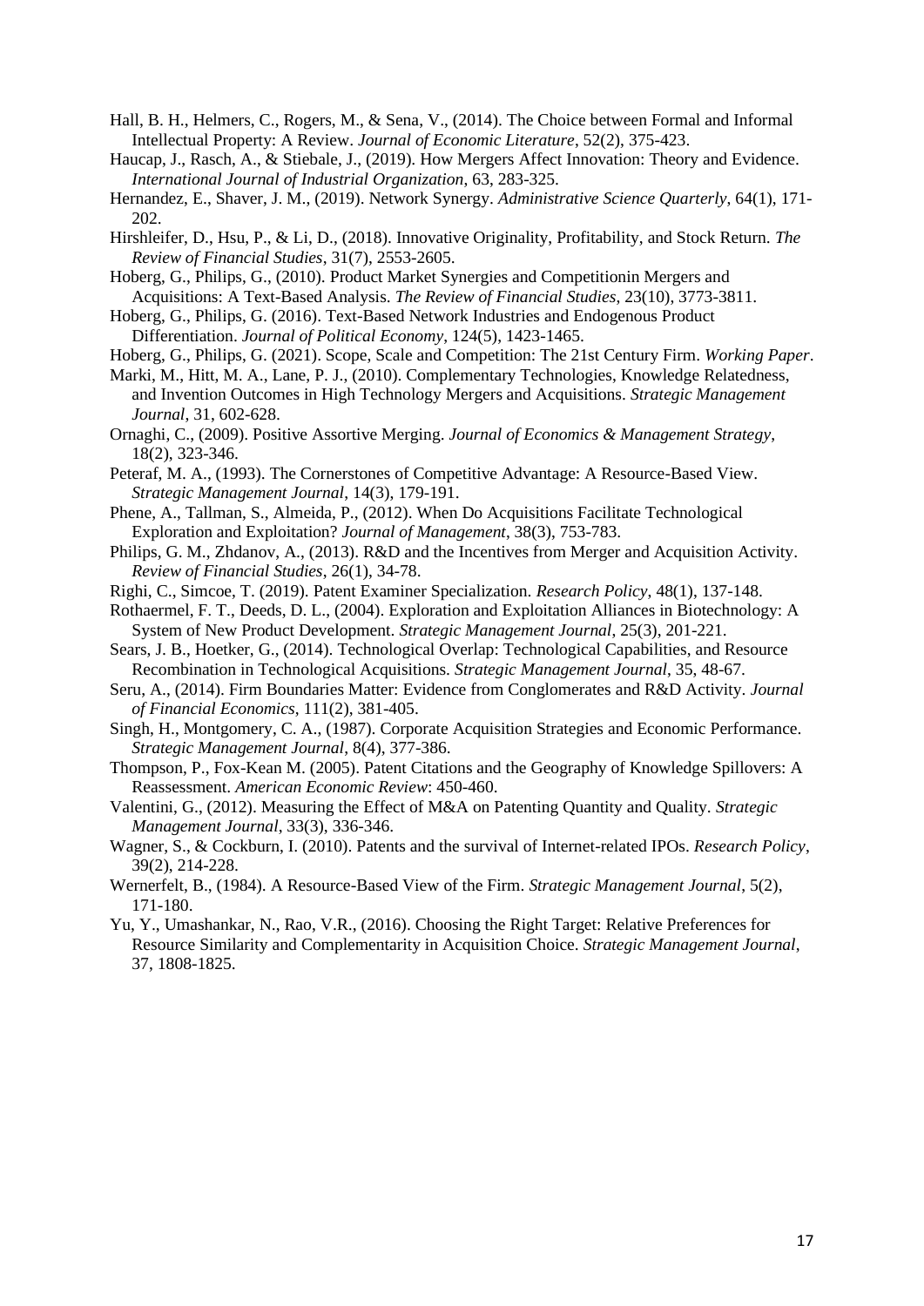Hall, B. H., Helmers, C., Rogers, M., & Sena, V., (2014). The Choice between Formal and Informal Intellectual Property: A Review. *Journal of Economic Literature*, 52(2), 375-423.

Haucap, J., Rasch, A., & Stiebale, J., (2019). How Mergers Affect Innovation: Theory and Evidence. *International Journal of Industrial Organization*, 63, 283-325.

Hernandez, E., Shaver, J. M., (2019). Network Synergy. *Administrative Science Quarterly*, 64(1), 171-202.

Hirshleifer, D., Hsu, P., & Li, D., (2018). Innovative Originality, Profitability, and Stock Return. *The Review of Financial Studies*, 31(7), 2553-2605.

Hoberg, G., Philips, G., (2010). Product Market Synergies and Competitionin Mergers and Acquisitions: A Text-Based Analysis. *The Review of Financial Studies*, 23(10), 3773-3811.

Hoberg, G., Philips, G. (2016). Text-Based Network Industries and Endogenous Product Differentiation. *Journal of Political Economy*, 124(5), 1423-1465.

Hoberg, G., Philips, G. (2021). Scope, Scale and Competition: The 21st Century Firm. *Working Paper*.

Marki, M., Hitt, M. A., Lane, P. J., (2010). Complementary Technologies, Knowledge Relatedness, and Invention Outcomes in High Technology Mergers and Acquisitions. *Strategic Management Journal*, 31, 602-628.

Ornaghi, C., (2009). Positive Assortive Merging. *Journal of Economics & Management Strategy*, 18(2), 323-346.

Peteraf, M. A., (1993). The Cornerstones of Competitive Advantage: A Resource-Based View. *Strategic Management Journal*, 14(3), 179-191.

Phene, A., Tallman, S., Almeida, P., (2012). When Do Acquisitions Facilitate Technological Exploration and Exploitation? *Journal of Management*, 38(3), 753-783.

Philips, G. M., Zhdanov, A., (2013). R&D and the Incentives from Merger and Acquisition Activity. *Review of Financial Studies*, 26(1), 34-78.

Righi, C., Simcoe, T. (2019). Patent Examiner Specialization. *Research Policy*, 48(1), 137-148.

Rothaermel, F. T., Deeds, D. L., (2004). Exploration and Exploitation Alliances in Biotechnology: A System of New Product Development. *Strategic Management Journal*, 25(3), 201-221.

Sears, J. B., Hoetker, G., (2014). Technological Overlap: Technological Capabilities, and Resource Recombination in Technological Acquisitions. *Strategic Management Journal*, 35, 48-67.

Seru, A., (2014). Firm Boundaries Matter: Evidence from Conglomerates and R&D Activity. *Journal of Financial Economics*, 111(2), 381-405.

Singh, H., Montgomery, C. A., (1987). Corporate Acquisition Strategies and Economic Performance. *Strategic Management Journal*, 8(4), 377-386.

Thompson, P., Fox-Kean M. (2005). Patent Citations and the Geography of Knowledge Spillovers: A Reassessment. *American Economic Review*: 450-460.

Valentini, G., (2012). Measuring the Effect of M&A on Patenting Quantity and Quality. *Strategic Management Journal*, 33(3), 336-346.

Wagner, S., & Cockburn, I. (2010). Patents and the survival of Internet-related IPOs. *Research Policy*, 39(2), 214-228.

Wernerfelt, B., (1984). A Resource-Based View of the Firm. *Strategic Management Journal*, 5(2), 171-180.

Yu, Y., Umashankar, N., Rao, V.R., (2016). Choosing the Right Target: Relative Preferences for Resource Similarity and Complementarity in Acquisition Choice. *Strategic Management Journal*, 37, 1808-1825.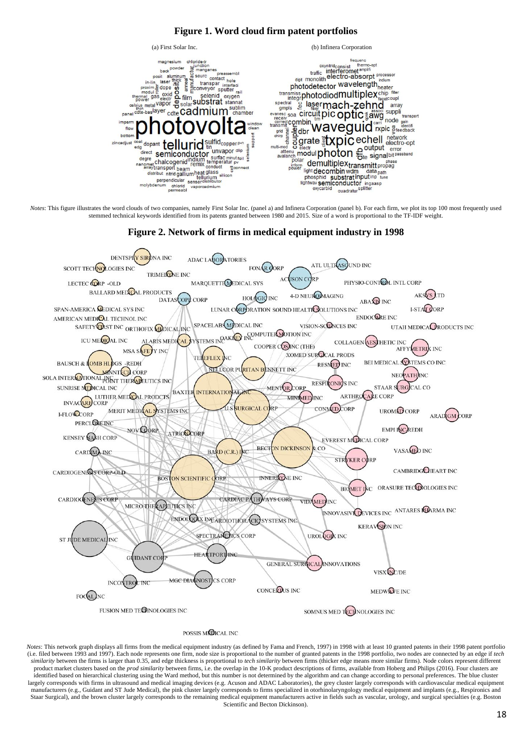**Figure 1. Word cloud firm patent portfolios**

(a) First Solar Inc. (b) Infinera Corporation

*Notes*: This figure illustrates the word clouds of two companies, namely First Solar Inc. (panel a) and Infinera Corporation (panel b). For each firm, we plot its top 100 most frequently used stemmed technical keywords identified from its patents granted between 1980 and 2015. Size of a word is proportional to the TF-IDF weight.

**Figure 2. Network of firms in medical equipment industry in 1998**

*Notes*: This network graph displays all firms from the medical equipment industry (as defined by Fama and French, 1997) in 1998 with at least 10 granted patents in their 1998 patent portfolio (i.e. filed between 1993 and 1997). Each node represents one firm, node size is proportional to the number of granted patents in the 1998 portfolio, two nodes are connected by an edge if *tech similarity* between the firms is larger than 0.35, and edge thickness is proportional to *tech similarity* between firms (thicker edge means more similar firms). Node colors represent different product market clusters based on the *prod similarity* between firms, i.e. the overlap in the 10-K product descriptions of firms, available from Hoberg and Philips (2016). Four clusters are identified based on hierarchical clustering using the Ward method, but this number is not determined by the algorithm and can change according to personal preferences. The blue cluster largely corresponds with firms in ultrasound and medical imaging devices (e.g. Acuson and ADAC Laboratories), the grey cluster largely corresponds with cardiovascular medical equipment manufacturers (e.g., Guidant and ST Jude Medical), the pink cluster largely corresponds to firms specialized in otorhinolaryngology medical equipment and implants (e.g., Respironics and Staar Surgical), and the brown cluster largely corresponds to the remaining medical equipment manufacturers active in fields such as vascular, urology, and surgical specialties (e.g. Boston Scientific and Becton Dickinson).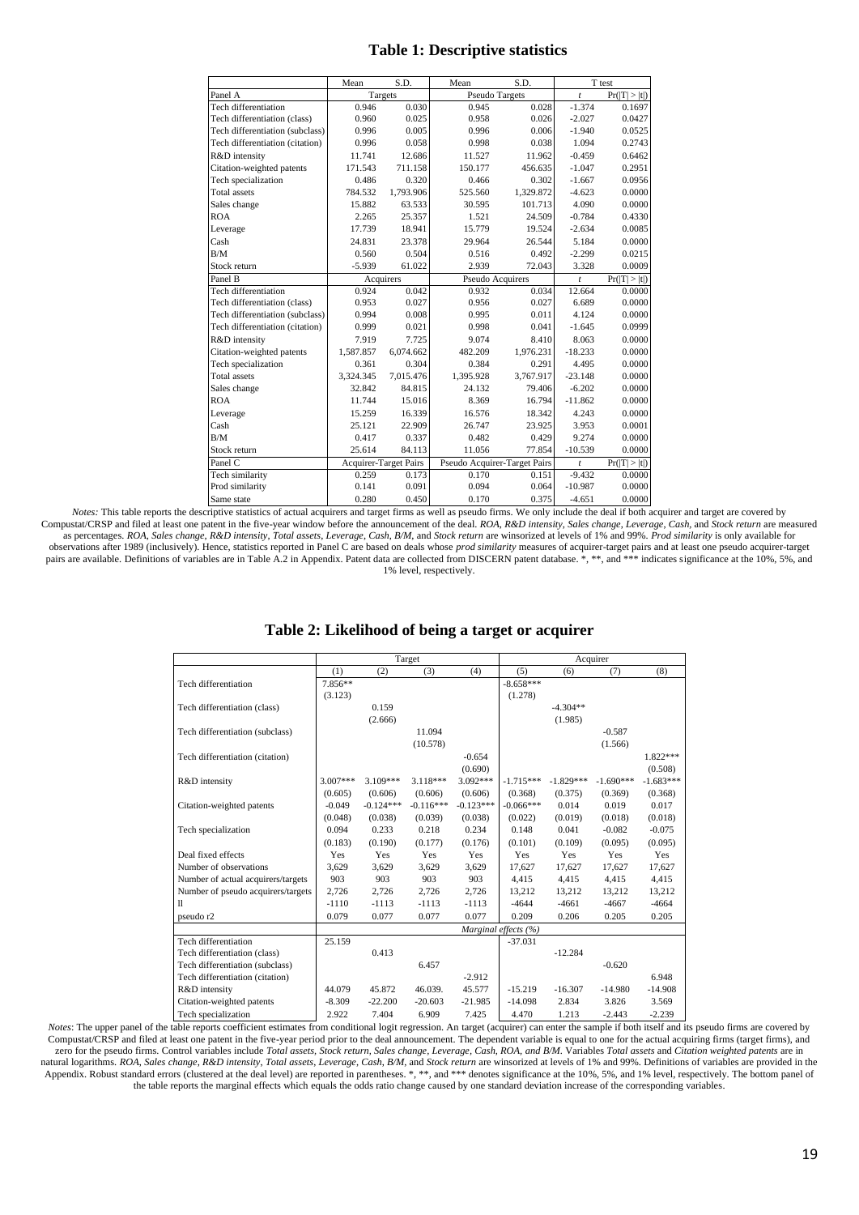## Table 1: Descriptive statistics

| | Mean | S.D. | Mean | S.D. | T test | |
|---|---|---|---|---|---|---|
| Panel A | Targets | | Pseudo Targets | | $t$ | Pr(\|T\| > \|t\|) |
| Tech differentiation | 0.946 | 0.030 | 0.945 | 0.028 | -1.374 | 0.1697 |
| Tech differentiation (class) | 0.960 | 0.025 | 0.958 | 0.026 | -2.027 | 0.0427 |
| Tech differentiation (subclass) | 0.996 | 0.005 | 0.996 | 0.006 | -1.940 | 0.0525 |
| Tech differentiation (citation) | 0.996 | 0.058 | 0.998 | 0.038 | 1.094 | 0.2743 |
| R&D intensity | 11.741 | 12.686 | 11.527 | 11.962 | -0.459 | 0.6462 |
| Citation-weighted patents | 171.543 | 711.158 | 150.177 | 456.635 | -1.047 | 0.2951 |
| Tech specialization | 0.486 | 0.320 | 0.466 | 0.302 | -1.667 | 0.0956 |
| Total assets | 784.532 | 1,793.906 | 525.560 | 1,329.872 | -4.623 | 0.0000 |
| Sales change | 15.882 | 63.533 | 30.595 | 101.713 | 4.090 | 0.0000 |
| ROA | 2.265 | 25.357 | 1.521 | 24.509 | -0.784 | 0.4330 |
| Leverage | 17.739 | 18.941 | 15.779 | 19.524 | -2.634 | 0.0085 |
| Cash | 24.831 | 23.378 | 29.964 | 26.544 | 5.184 | 0.0000 |
| B/M | 0.560 | 0.504 | 0.516 | 0.492 | -2.299 | 0.0215 |
| Stock return | -5.939 | 61.022 | 2.939 | 72.043 | 3.328 | 0.0009 |
| Panel B | Acquirers | | Pseudo Acquirers | | $t$ | Pr(\|T\| > \|t\|) |
| Tech differentiation | 0.924 | 0.042 | 0.932 | 0.034 | 12.664 | 0.0000 |
| Tech differentiation (class) | 0.953 | 0.027 | 0.956 | 0.027 | 6.689 | 0.0000 |
| Tech differentiation (subclass) | 0.994 | 0.008 | 0.995 | 0.011 | 4.124 | 0.0000 |
| Tech differentiation (citation) | 0.999 | 0.021 | 0.998 | 0.041 | -1.645 | 0.0999 |
| R&D intensity | 7.919 | 7.725 | 9.074 | 8.410 | 8.063 | 0.0000 |
| Citation-weighted patents | 1,587.857 | 6,074.662 | 482.209 | 1,976.231 | -18.233 | 0.0000 |
| Tech specialization | 0.361 | 0.304 | 0.384 | 0.291 | 4.495 | 0.0000 |
| Total assets | 3,324.345 | 7,015.476 | 1,395.928 | 3,767.917 | -23.148 | 0.0000 |
| Sales change | 32.842 | 84.815 | 24.132 | 79.406 | -6.202 | 0.0000 |
| ROA | 11.744 | 15.016 | 8.369 | 16.794 | -11.862 | 0.0000 |
| Leverage | 15.259 | 16.339 | 16.576 | 18.342 | 4.243 | 0.0000 |
| Cash | 25.121 | 22.909 | 26.747 | 23.925 | 3.953 | 0.0001 |
| B/M | 0.417 | 0.337 | 0.482 | 0.429 | 9.274 | 0.0000 |
| Stock return | 25.614 | 84.113 | 11.056 | 77.854 | -10.539 | 0.0000 |
| Panel C | Acquirer-Target Pairs | | Pseudo Acquirer-Target Pairs | | $t$ | Pr(\|T\| > \|t\|) |
| Tech similarity | 0.259 | 0.173 | 0.170 | 0.151 | -9.432 | 0.0000 |
| Prod similarity | 0.141 | 0.091 | 0.094 | 0.064 | -10.987 | 0.0000 |
| Same state | 0.280 | 0.450 | 0.170 | 0.375 | -4.651 | 0.0000 |

*Notes:* This table reports the descriptive statistics of actual acquirers and target firms as well as pseudo firms. We only include the deal if both acquirer and target are covered by Compustat/CRSP and filed at least one patent in the five-year window before the announcement of the deal. *ROA*, *R&D intensity*, *Sales change*, *Leverage*, *Cash*, and *Stock return* are measured as percentages. *ROA*, *Sales change*, *R&D intensity*, *Total assets*, *Leverage*, *Cash*, *B/M*, and *Stock return* are winsorized at levels of 1% and 99%. *Prod similarity* is only available for observations after 1989 (inclusively). Hence, statistics reported in Panel C are based on deals whose *prod similarity* measures of acquirer-target pairs and at least one pseudo acquirer-target pairs are available. Definitions of variables are in Table A.2 in Appendix. Patent data are collected from DISCERN patent database. *, **, and *** indicates significance at the 10%, 5%, and 1% level, respectively.

## Table 2: Likelihood of being a target or acquirer

| | Target | | | | Acquirer | | | |
|---|---|---|---|---|---|---|---|---|
| | (1) | (2) | (3) | (4) | (5) | (6) | (7) | (8) |
| Tech differentiation | 7.856** | | | | -8.658*** | | | |
| | (3.123) | | | | (1.278) | | | |
| Tech differentiation (class) | | 0.159 | | | | -4.304** | | |
| | | (2.666) | | | | (1.985) | | |
| Tech differentiation (subclass) | | | 11.094 | | | | -0.587 | |
| | | | (10.578) | | | | (1.566) | |
| Tech differentiation (citation) | | | | -0.654 | | | | 1.822*** |
| | | | | (0.690) | | | | (0.508) |
| R&D intensity | 3.007*** | 3.109*** | 3.118*** | 3.092*** | -1.715*** | -1.829*** | -1.690*** | -1.683*** |
| | (0.605) | (0.606) | (0.606) | (0.606) | (0.368) | (0.375) | (0.369) | (0.368) |
| Citation-weighted patents | -0.049 | -0.124*** | -0.116*** | -0.123*** | -0.066*** | 0.014 | 0.019 | 0.017 |
| | (0.048) | (0.038) | (0.039) | (0.038) | (0.022) | (0.019) | (0.018) | (0.018) |
| Tech specialization | 0.094 | 0.233 | 0.218 | 0.234 | 0.148 | 0.041 | -0.082 | -0.075 |
| | (0.183) | (0.190) | (0.177) | (0.176) | (0.101) | (0.109) | (0.095) | (0.095) |
| Deal fixed effects | Yes | Yes | Yes | Yes | Yes | Yes | Yes | Yes |
| Number of observations | 3,629 | 3,629 | 3,629 | 3,629 | 17,627 | 17,627 | 17,627 | 17,627 |
| Number of actual acquirers/targets | 903 | 903 | 903 | 903 | 4,415 | 4,415 | 4,415 | 4,415 |
| Number of pseudo acquirers/targets | 2,726 | 2,726 | 2,726 | 2,726 | 13,212 | 13,212 | 13,212 | 13,212 |
| ll | -1110 | -1113 | -1113 | -1113 | -4644 | -4661 | -4667 | -4664 |
| pseudo r2 | 0.079 | 0.077 | 0.077 | 0.077 | 0.209 | 0.206 | 0.205 | 0.205 |
| | *Marginal effects (%)* | | | | | | | |
| Tech differentiation | 25.159 | | | | -37.031 | | | |
| Tech differentiation (class) | | 0.413 | | | | -12.284 | | |
| Tech differentiation (subclass) | | | 6.457 | | | | -0.620 | |
| Tech differentiation (citation) | | | | -2.912 | | | | 6.948 |
| R&D intensity | 44.079 | 45.872 | 46.039. | 45.577 | -15.219 | -16.307 | -14.980 | -14.908 |
| Citation-weighted patents | -8.309 | -22.200 | -20.603 | -21.985 | -14.098 | 2.834 | 3.826 | 3.569 |
| Tech specialization | 2.922 | 7.404 | 6.909 | 7.425 | 4.470 | 1.213 | -2.443 | -2.239 |

*Notes*: The upper panel of the table reports coefficient estimates from conditional logit regression. An target (acquirer) can enter the sample if both itself and its pseudo firms are covered by Compustat/CRSP and filed at least one patent in the five-year period prior to the deal announcement. The dependent variable is equal to one for the actual acquiring firms (target firms), and zero for the pseudo firms. Control variables include *Total assets*, *Stock return*, *Sales change*, *Leverage*, *Cash*, *ROA*, *and B/M*. Variables *Total assets* and *Citation weighted patents* are in natural logarithms. *ROA*, *Sales change*, *R&D intensity*, *Total assets*, *Leverage*, *Cash*, *B/M*, and *Stock return* are winsorized at levels of 1% and 99%. Definitions of variables are provided in the Appendix. Robust standard errors (clustered at the deal level) are reported in parentheses. *, **, and *** denotes significance at the 10%, 5%, and 1% level, respectively. The bottom panel of the table reports the marginal effects which equals the odds ratio change caused by one standard deviation increase of the corresponding variables.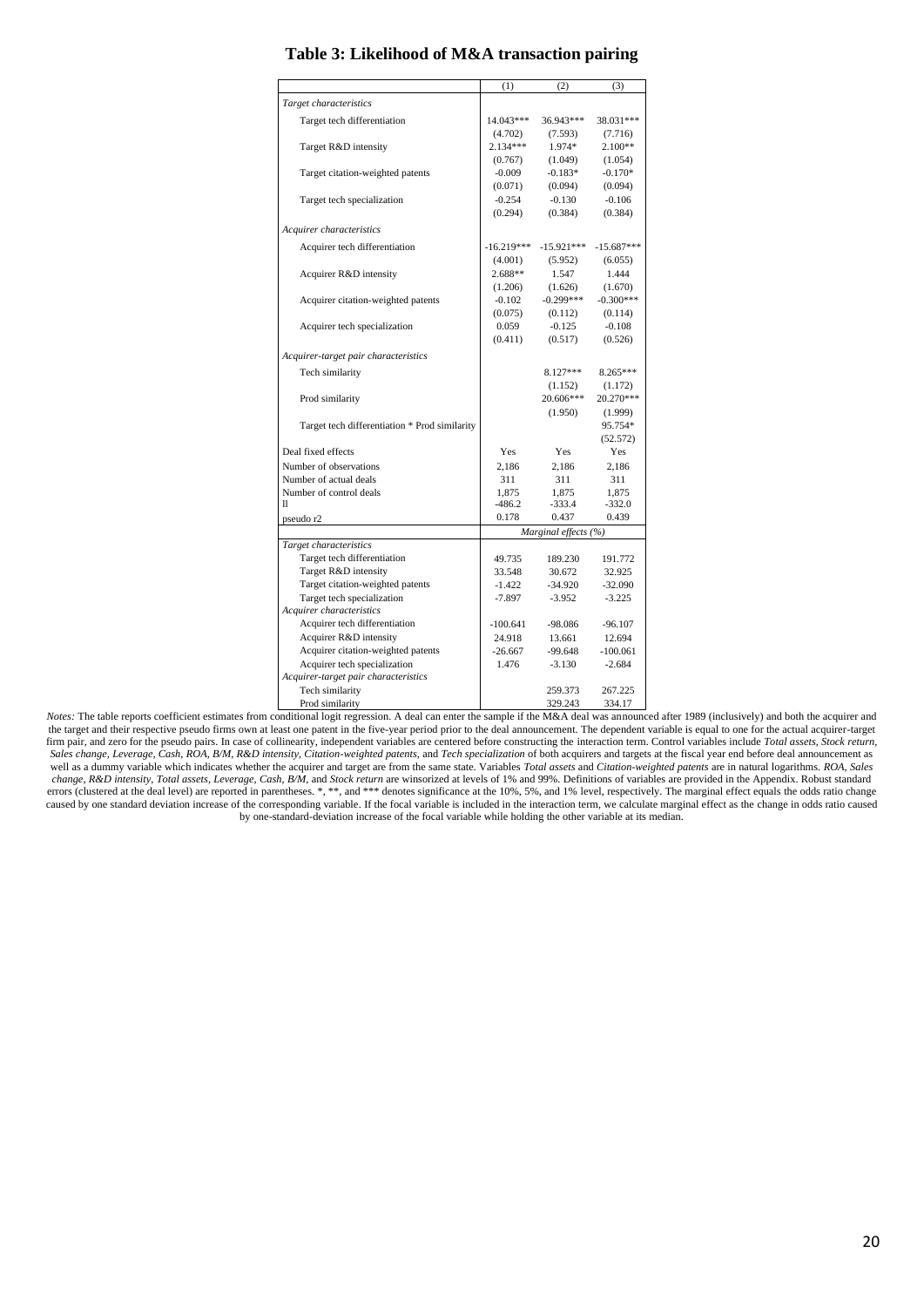# Table 3: Likelihood of M&A transaction pairing

| | (1) | (2) | (3) |
|---|---|---|---|
| *Target characteristics* | | | |
| Target tech differentiation | 14.043*** | 36.943*** | 38.031*** |
| | (4.702) | (7.593) | (7.716) |
| Target R&D intensity | 2.134*** | 1.974* | 2.100** |
| | (0.767) | (1.049) | (1.054) |
| Target citation-weighted patents | -0.009 | -0.183* | -0.170* |
| | (0.071) | (0.094) | (0.094) |
| Target tech specialization | -0.254 | -0.130 | -0.106 |
| | (0.294) | (0.384) | (0.384) |
| *Acquirer characteristics* | | | |
| Acquirer tech differentiation | -16.219*** | -15.921*** | -15.687*** |
| | (4.001) | (5.952) | (6.055) |
| Acquirer R&D intensity | 2.688** | 1.547 | 1.444 |
| | (1.206) | (1.626) | (1.670) |
| Acquirer citation-weighted patents | -0.102 | -0.299*** | -0.300*** |
| | (0.075) | (0.112) | (0.114) |
| Acquirer tech specialization | 0.059 | -0.125 | -0.108 |
| | (0.411) | (0.517) | (0.526) |
| *Acquirer-target pair characteristics* | | | |
| Tech similarity | | 8.127*** | 8.265*** |
| | | (1.152) | (1.172) |
| Prod similarity | | 20.606*** | 20.270*** |
| | | (1.950) | (1.999) |
| Target tech differentiation * Prod similarity | | | 95.754* |
| | | | (52.572) |
| Deal fixed effects | Yes | Yes | Yes |
| Number of observations | 2,186 | 2,186 | 2,186 |
| Number of actual deals | 311 | 311 | 311 |
| Number of control deals | 1,875 | 1,875 | 1,875 |
| ll | -486.2 | -333.4 | -332.0 |
| pseudo r2 | 0.178 | 0.437 | 0.439 |
| | *Marginal effects (%)* | | |
| *Target characteristics* | | | |
| Target tech differentiation | 49.735 | 189.230 | 191.772 |
| Target R&D intensity | 33.548 | 30.672 | 32.925 |
| Target citation-weighted patents | -1.422 | -34.920 | -32.090 |
| Target tech specialization | -7.897 | -3.952 | -3.225 |
| *Acquirer characteristics* | | | |
| Acquirer tech differentiation | -100.641 | -98.086 | -96.107 |
| Acquirer R&D intensity | 24.918 | 13.661 | 12.694 |
| Acquirer citation-weighted patents | -26.667 | -99.648 | -100.061 |
| Acquirer tech specialization | 1.476 | -3.130 | -2.684 |
| *Acquirer-target pair characteristics* | | | |
| Tech similarity | | 259.373 | 267.225 |
| Prod similarity | | 329.243 | 334.17 |

*Notes:* The table reports coefficient estimates from conditional logit regression. A deal can enter the sample if the M&A deal was announced after 1989 (inclusively) and both the acquirer and the target and their respective pseudo firms own at least one patent in the five-year period prior to the deal announcement. The dependent variable is equal to one for the actual acquirer-target firm pair, and zero for the pseudo pairs. In case of collinearity, independent variables are centered before constructing the interaction term. Control variables include *Total assets*, *Stock return*, *Sales change*, *Leverage*, *Cash*, *ROA*, *B/M*, *R&D intensity*, *Citation-weighted patents*, and *Tech specialization* of both acquirers and targets at the fiscal year end before deal announcement as well as a dummy variable which indicates whether the acquirer and target are from the same state. Variables *Total assets* and *Citation-weighted patents* are in natural logarithms. *ROA*, *Sales change*, *R&D intensity*, *Total assets*, *Leverage*, *Cash*, *B/M*, and *Stock return* are winsorized at levels of 1% and 99%. Definitions of variables are provided in the Appendix. Robust standard errors (clustered at the deal level) are reported in parentheses. *, **, and *** denotes significance at the 10%, 5%, and 1% level, respectively. The marginal effect equals the odds ratio change caused by one standard deviation increase of the corresponding variable. If the focal variable is included in the interaction term, we calculate marginal effect as the change in odds ratio caused by one-standard-deviation increase of the focal variable while holding the other variable at its median.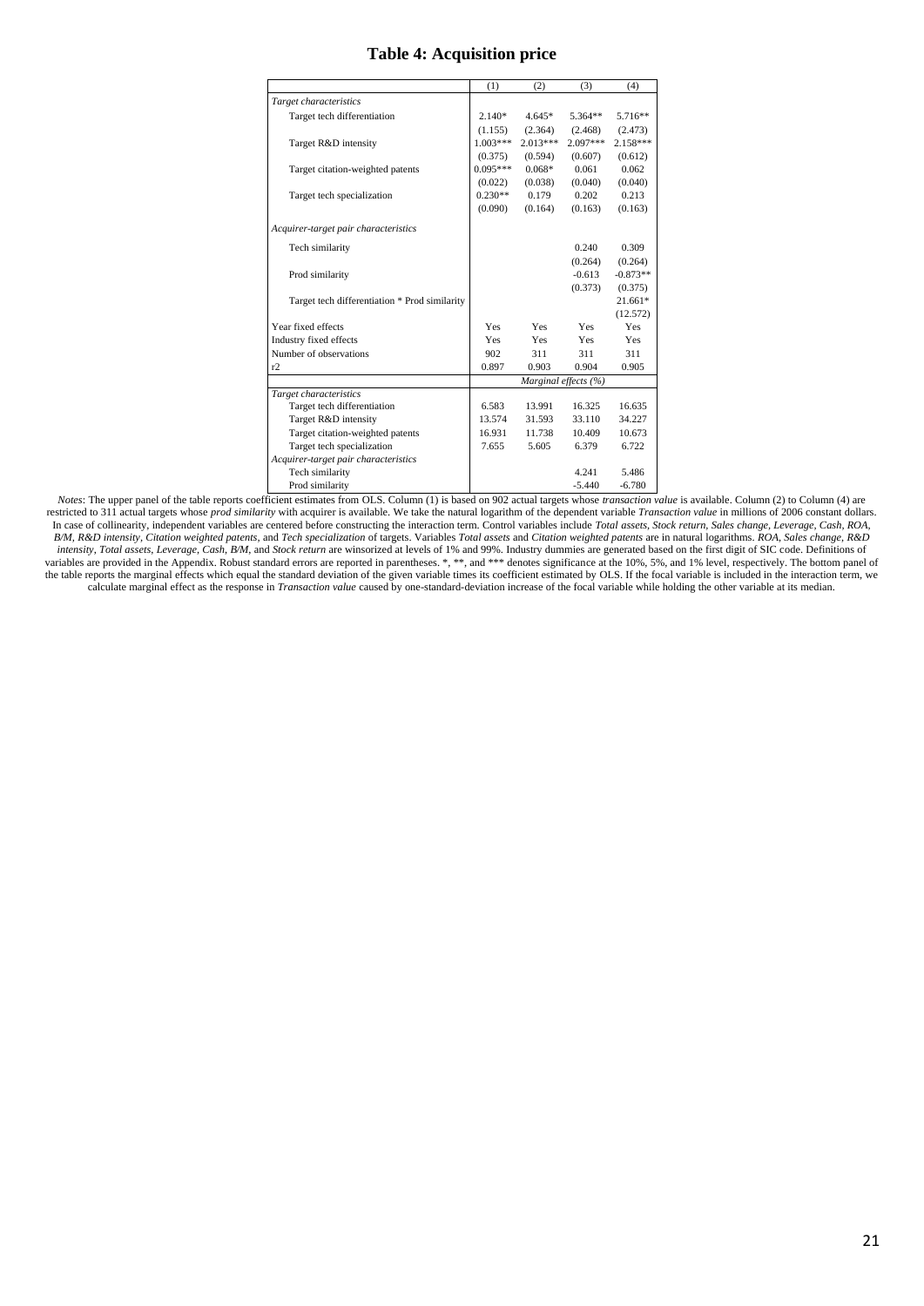# Table 4: Acquisition price

| | (1) | (2) | (3) | (4) |
|---|---|---|---|---|
| *Target characteristics* | | | | |
| Target tech differentiation | 2.140* | 4.645* | 5.364** | 5.716** |
| | (1.155) | (2.364) | (2.468) | (2.473) |
| Target R&D intensity | 1.003*** | 2.013*** | 2.097*** | 2.158*** |
| | (0.375) | (0.594) | (0.607) | (0.612) |
| Target citation-weighted patents | 0.095*** | 0.068* | 0.061 | 0.062 |
| | (0.022) | (0.038) | (0.040) | (0.040) |
| Target tech specialization | 0.230** | 0.179 | 0.202 | 0.213 |
| | (0.090) | (0.164) | (0.163) | (0.163) |
| *Acquirer-target pair characteristics* | | | | |
| Tech similarity | | | 0.240 | 0.309 |
| | | | (0.264) | (0.264) |
| Prod similarity | | | -0.613 | -0.873** |
| | | | (0.373) | (0.375) |
| Target tech differentiation * Prod similarity | | | | 21.661* |
| | | | | (12.572) |
| Year fixed effects | Yes | Yes | Yes | Yes |
| Industry fixed effects | Yes | Yes | Yes | Yes |
| Number of observations | 902 | 311 | 311 | 311 |
| r2 | 0.897 | 0.903 | 0.904 | 0.905 |
| | *Marginal effects (%)* | | | |
| *Target characteristics* | | | | |
| Target tech differentiation | 6.583 | 13.991 | 16.325 | 16.635 |
| Target R&D intensity | 13.574 | 31.593 | 33.110 | 34.227 |
| Target citation-weighted patents | 16.931 | 11.738 | 10.409 | 10.673 |
| Target tech specialization | 7.655 | 5.605 | 6.379 | 6.722 |
| *Acquirer-target pair characteristics* | | | | |
| Tech similarity | | | 4.241 | 5.486 |
| Prod similarity | | | -5.440 | -6.780 |

*Notes*: The upper panel of the table reports coefficient estimates from OLS. Column (1) is based on 902 actual targets whose *transaction value* is available. Column (2) to Column (4) are restricted to 311 actual targets whose *prod similarity* with acquirer is available. We take the natural logarithm of the dependent variable *Transaction value* in millions of 2006 constant dollars. In case of collinearity, independent variables are centered before constructing the interaction term. Control variables include *Total assets*, *Stock return*, *Sales change*, *Leverage*, *Cash*, *ROA*, *B/M*, *R&D intensity*, *Citation weighted patents*, and *Tech specialization* of targets. Variables *Total assets* and *Citation weighted patents* are in natural logarithms. *ROA*, *Sales change*, *R&D intensity*, *Total assets*, *Leverage*, *Cash*, *B/M*, and *Stock return* are winsorized at levels of 1% and 99%. Industry dummies are generated based on the first digit of SIC code. Definitions of variables are provided in the Appendix. Robust standard errors are reported in parentheses. *, **, and *** denotes significance at the 10%, 5%, and 1% level, respectively. The bottom panel of the table reports the marginal effects which equal the standard deviation of the given variable times its coefficient estimated by OLS. If the focal variable is included in the interaction term, we calculate marginal effect as the response in *Transaction value* caused by one-standard-deviation increase of the focal variable while holding the other variable at its median.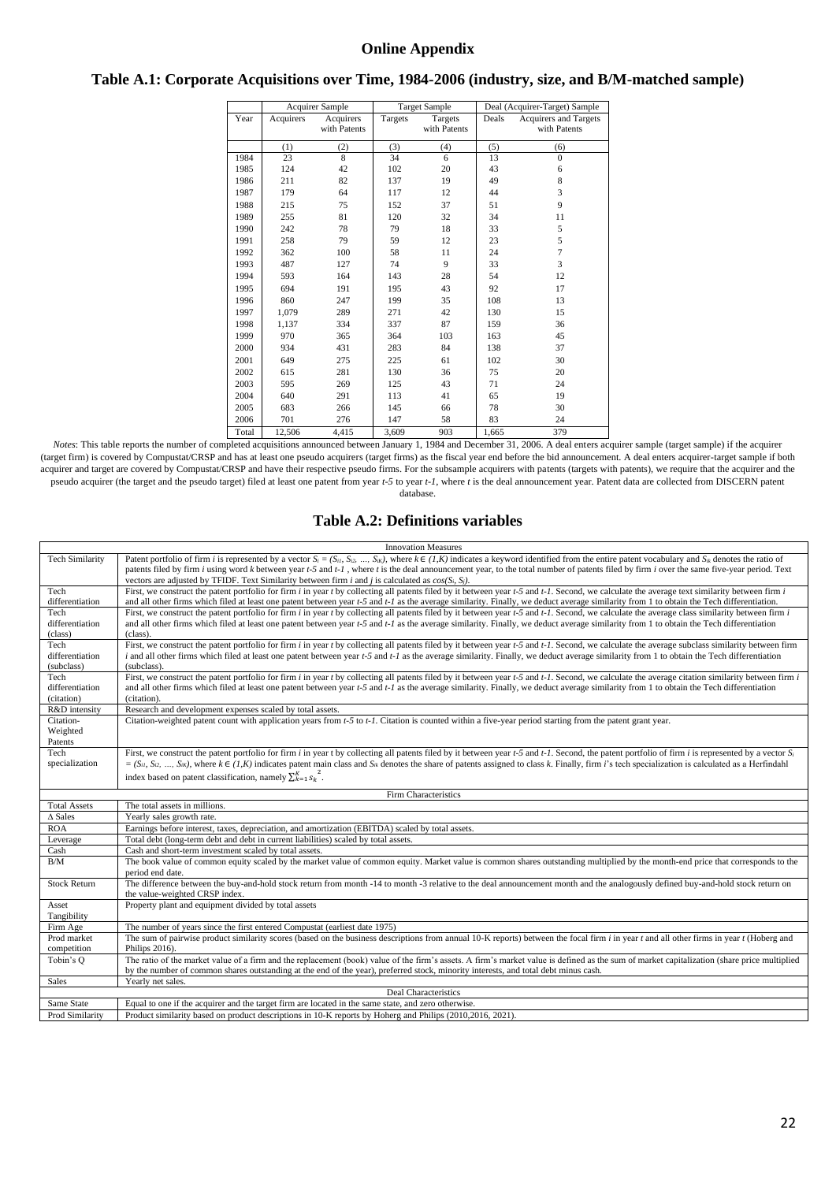## Online Appendix

### Table A.1: Corporate Acquisitions over Time, 1984-2006 (industry, size, and B/M-matched sample)

| | Acquirer Sample | | Target Sample | | Deal (Acquirer-Target) Sample | |
|---|---|---|---|---|---|---|
| Year | Acquirers | Acquirers with Patents | Targets | Targets with Patents | Deals | Acquirers and Targets with Patents |
| | (1) | (2) | (3) | (4) | (5) | (6) |
| 1984 | 23 | 8 | 34 | 6 | 13 | 0 |
| 1985 | 124 | 42 | 102 | 20 | 43 | 6 |
| 1986 | 211 | 82 | 137 | 19 | 49 | 8 |
| 1987 | 179 | 64 | 117 | 12 | 44 | 3 |
| 1988 | 215 | 75 | 152 | 37 | 51 | 9 |
| 1989 | 255 | 81 | 120 | 32 | 34 | 11 |
| 1990 | 242 | 78 | 79 | 18 | 33 | 5 |
| 1991 | 258 | 79 | 59 | 12 | 23 | 5 |
| 1992 | 362 | 100 | 58 | 11 | 24 | 7 |
| 1993 | 487 | 127 | 74 | 9 | 33 | 3 |
| 1994 | 593 | 164 | 143 | 28 | 54 | 12 |
| 1995 | 694 | 191 | 195 | 43 | 92 | 17 |
| 1996 | 860 | 247 | 199 | 35 | 108 | 13 |
| 1997 | 1,079 | 289 | 271 | 42 | 130 | 15 |
| 1998 | 1,137 | 334 | 337 | 87 | 159 | 36 |
| 1999 | 970 | 365 | 364 | 103 | 163 | 45 |
| 2000 | 934 | 431 | 283 | 84 | 138 | 37 |
| 2001 | 649 | 275 | 225 | 61 | 102 | 30 |
| 2002 | 615 | 281 | 130 | 36 | 75 | 20 |
| 2003 | 595 | 269 | 125 | 43 | 71 | 24 |
| 2004 | 640 | 291 | 113 | 41 | 65 | 19 |
| 2005 | 683 | 266 | 145 | 66 | 78 | 30 |
| 2006 | 701 | 276 | 147 | 58 | 83 | 24 |
| Total | 12,506 | 4,415 | 3,609 | 903 | 1,665 | 379 |

*Notes*: This table reports the number of completed acquisitions announced between January 1, 1984 and December 31, 2006. A deal enters acquirer sample (target sample) if the acquirer (target firm) is covered by Compustat/CRSP and has at least one pseudo acquirers (target firms) as the fiscal year end before the bid announcement. A deal enters acquirer-target sample if both acquirer and target are covered by Compustat/CRSP and have their respective pseudo firms. For the subsample acquirers with patents (targets with patents), we require that the acquirer and the pseudo acquirer (the target and the pseudo target) filed at least one patent from year *t-5* to year *t-1*, where *t* is the deal announcement year. Patent data are collected from DISCERN patent database.

### Table A.2: Definitions variables

| | |
|---|---|
| **Innovation Measures** | |
| Tech Similarity | Patent portfolio of firm $i$ is represented by a vector $S_i = (S_{i1}, S_{i2}, \ldots, S_{iK})$, where $k \in (1,K)$ indicates a keyword identified from the entire patent vocabulary and $S_{ik}$ denotes the ratio of patents filed by firm $i$ using word $k$ between year $t$-5 and $t$-1 , where $t$ is the deal announcement year, to the total number of patents filed by firm $i$ over the same five-year period. Text vectors are adjusted by TFIDF. Text Similarity between firm $i$ and $j$ is calculated as $cos(S_i, S_j)$. |
| Tech differentiation | First, we construct the patent portfolio for firm $i$ in year $t$ by collecting all patents filed by it between year $t$-5 and $t$-1. Second, we calculate the average text similarity between firm $i$ and all other firms which filed at least one patent between year $t$-5 and $t$-1 as the average similarity. Finally, we deduct average similarity from 1 to obtain the Tech differentiation. |
| Tech differentiation (class) | First, we construct the patent portfolio for firm $i$ in year $t$ by collecting all patents filed by it between year $t$-5 and $t$-1. Second, we calculate the average class similarity between firm $i$ and all other firms which filed at least one patent between year $t$-5 and $t$-1 as the average similarity. Finally, we deduct average similarity from 1 to obtain the Tech differentiation (class). |
| Tech differentiation (subclass) | First, we construct the patent portfolio for firm $i$ in year $t$ by collecting all patents filed by it between year $t$-5 and $t$-1. Second, we calculate the average subclass similarity between firm $i$ and all other firms which filed at least one patent between year $t$-5 and $t$-1 as the average similarity. Finally, we deduct average similarity from 1 to obtain the Tech differentiation (subclass). |
| Tech differentiation (citation) | First, we construct the patent portfolio for firm $i$ in year $t$ by collecting all patents filed by it between year $t$-5 and $t$-1. Second, we calculate the average citation similarity between firm $i$ and all other firms which filed at least one patent between year $t$-5 and $t$-1 as the average similarity. Finally, we deduct average similarity from 1 to obtain the Tech differentiation (citation). |
| R&D intensity | Research and development expenses scaled by total assets. |
| Citation-Weighted Patents | Citation-weighted patent count with application years from $t$-5 to $t$-1. Citation is counted within a five-year period starting from the patent grant year. |
| Tech specialization | First, we construct the patent portfolio for firm $i$ in year t by collecting all patents filed by it between year $t$-5 and $t$-1. Second, the patent portfolio of firm $i$ is represented by a vector $S_i = (S_{i1}, S_{i2}, \ldots, S_{iK})$, where $k \in (1,K)$ indicates patent main class and $S_{ik}$ denotes the share of patents assigned to class $k$. Finally, firm $i$'s tech specialization is calculated as a Herfindahl index based on patent classification, namely $\sum_{k=1}^{K} s_k^{\ 2}$. |
| **Firm Characteristics** | |
| Total Assets | The total assets in millions. |
| Δ Sales | Yearly sales growth rate. |
| ROA | Earnings before interest, taxes, depreciation, and amortization (EBITDA) scaled by total assets. |
| Leverage | Total debt (long-term debt and debt in current liabilities) scaled by total assets. |
| Cash | Cash and short-term investment scaled by total assets. |
| B/M | The book value of common equity scaled by the market value of common equity. Market value is common shares outstanding multiplied by the month-end price that corresponds to the period end date. |
| Stock Return | The difference between the buy-and-hold stock return from month -14 to month -3 relative to the deal announcement month and the analogously defined buy-and-hold stock return on the value-weighted CRSP index. |
| Asset Tangibility | Property plant and equipment divided by total assets |
| Firm Age | The number of years since the first entered Compustat (earliest date 1975) |
| Prod market competition | The sum of pairwise product similarity scores (based on the business descriptions from annual 10-K reports) between the focal firm $i$ in year $t$ and all other firms in year $t$ (Hoberg and Philips 2016). |
| Tobin's Q | The ratio of the market value of a firm and the replacement (book) value of the firm's assets. A firm's market value is defined as the sum of market capitalization (share price multiplied by the number of common shares outstanding at the end of the year), preferred stock, minority interests, and total debt minus cash. |
| Sales | Yearly net sales. |
| **Deal Characteristics** | |
| Same State | Equal to one if the acquirer and the target firm are located in the same state, and zero otherwise. |
| Prod Similarity | Product similarity based on product descriptions in 10-K reports by Hoheg and Philips (2010,2016, 2021). |